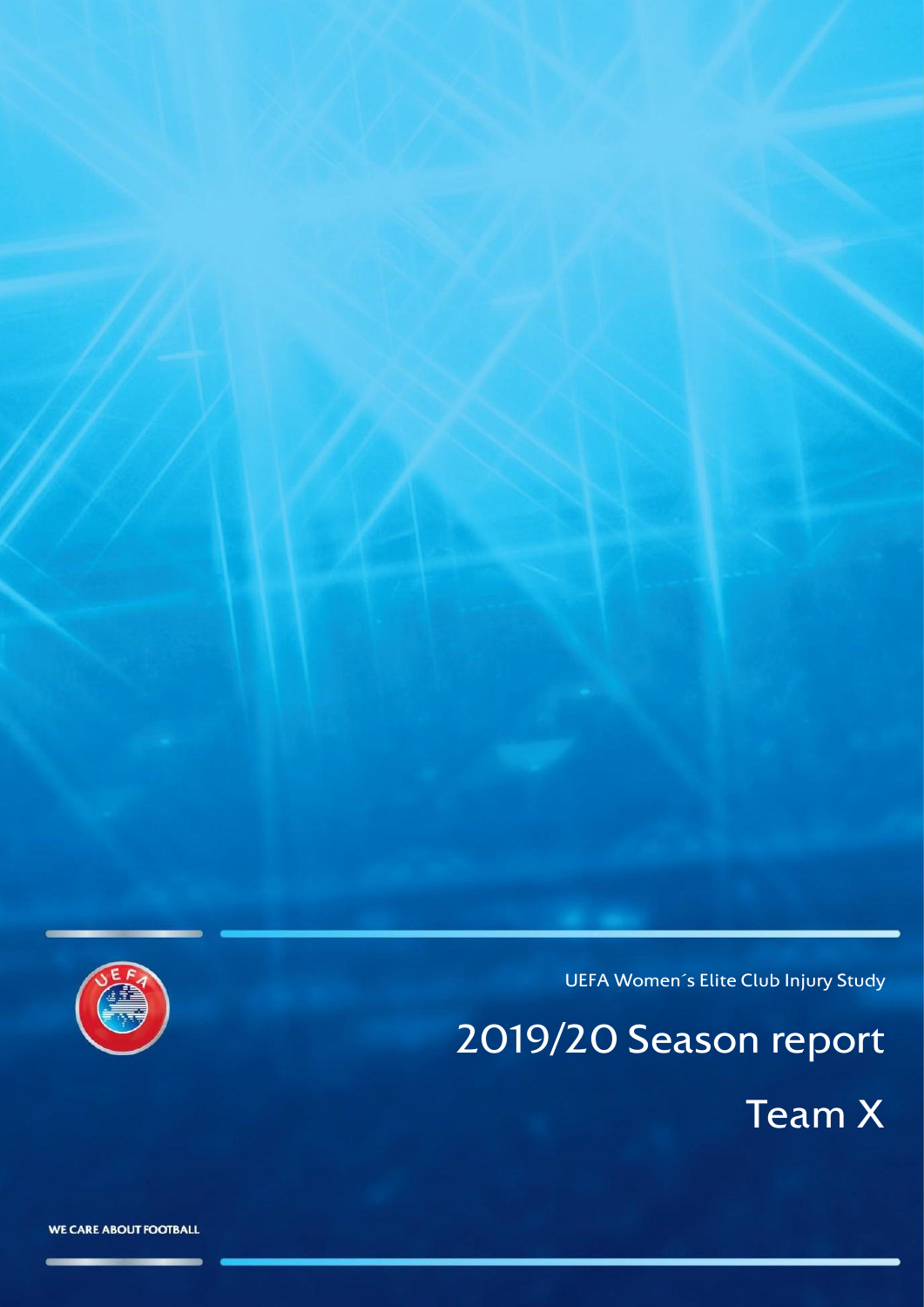UEFA Women´s Elite Club Injury Study

# 2019/20 Season report

## Team X

WE CARE ABOUT FOOTBALL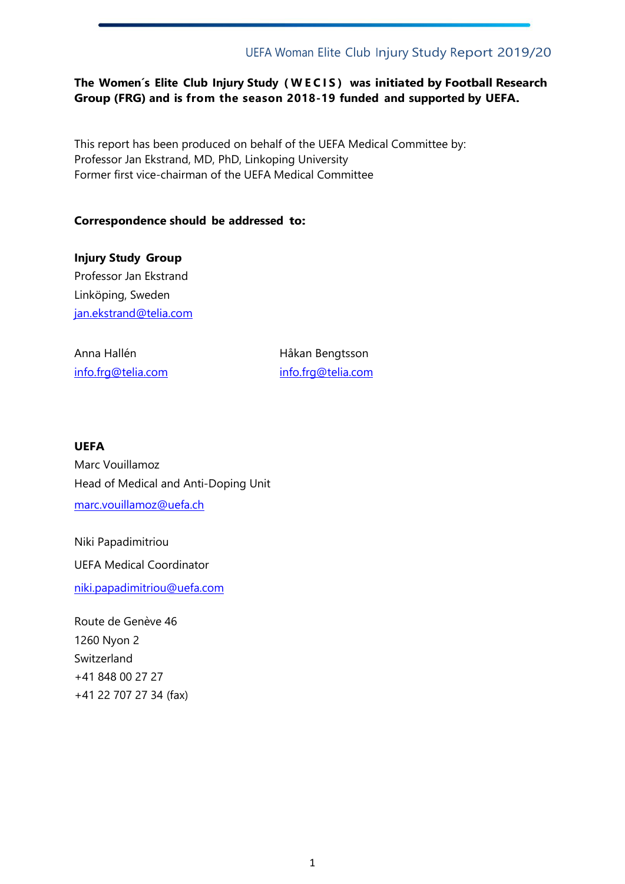**The Women´s Elite Club Injury Study ( W E C I S ) was initiated by Football Research Group (FRG) and is from the season 2018-19 funded and supported by UEFA.**

This report has been produced on behalf of the UEFA Medical Committee by:
Professor Jan Ekstrand, MD, PhD, Linkoping University
Former first vice-chairman of the UEFA Medical Committee

**Correspondence should be addressed to:**

**Injury Study Group**
Professor Jan Ekstrand
Linköping, Sweden
jan.ekstrand@telia.com

Anna Hallén
info.frg@telia.com

Håkan Bengtsson
info.frg@telia.com

**UEFA**
Marc Vouillamoz
Head of Medical and Anti-Doping Unit
marc.vouillamoz@uefa.ch

Niki Papadimitriou
UEFA Medical Coordinator
niki.papadimitriou@uefa.com

Route de Genève 46
1260 Nyon 2
Switzerland
+41 848 00 27 27
+41 22 707 27 34 (fax)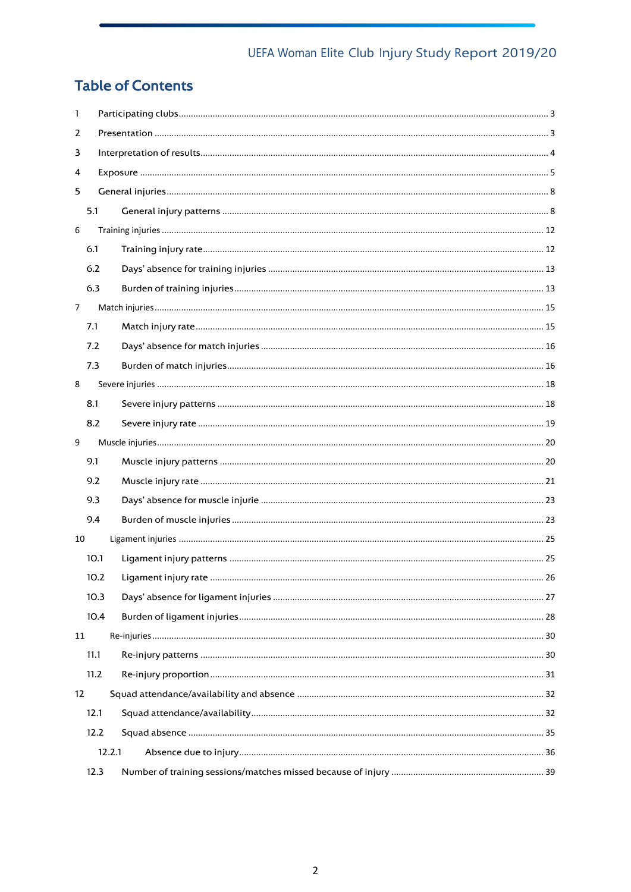# Table of Contents

1 Participating clubs ... 3

2 Presentation ... 3

3 Interpretation of results ... 4

4 Exposure ... 5

5 General injuries ... 8

- 5.1 General injury patterns ... 8

6 Training injuries ... 12

- 6.1 Training injury rate ... 12
- 6.2 Days' absence for training injuries ... 13
- 6.3 Burden of training injuries ... 13

7 Match injuries ... 15

- 7.1 Match injury rate ... 15
- 7.2 Days' absence for match injuries ... 16
- 7.3 Burden of match injuries ... 16

8 Severe injuries ... 18

- 8.1 Severe injury patterns ... 18
- 8.2 Severe injury rate ... 19

9 Muscle injuries ... 20

- 9.1 Muscle injury patterns ... 20
- 9.2 Muscle injury rate ... 21
- 9.3 Days' absence for muscle injurie ... 23
- 9.4 Burden of muscle injuries ... 23

10 Ligament injuries ... 25

- 10.1 Ligament injury patterns ... 25
- 10.2 Ligament injury rate ... 26
- 10.3 Days' absence for ligament injuries ... 27
- 10.4 Burden of ligament injuries ... 28

11 Re-injuries ... 30

- 11.1 Re-injury patterns ... 30
- 11.2 Re-injury proportion ... 31

12 Squad attendance/availability and absence ... 32

- 12.1 Squad attendance/availability ... 32
- 12.2 Squad absence ... 35
  - 12.2.1 Absence due to injury ... 36
- 12.3 Number of training sessions/matches missed because of injury ... 39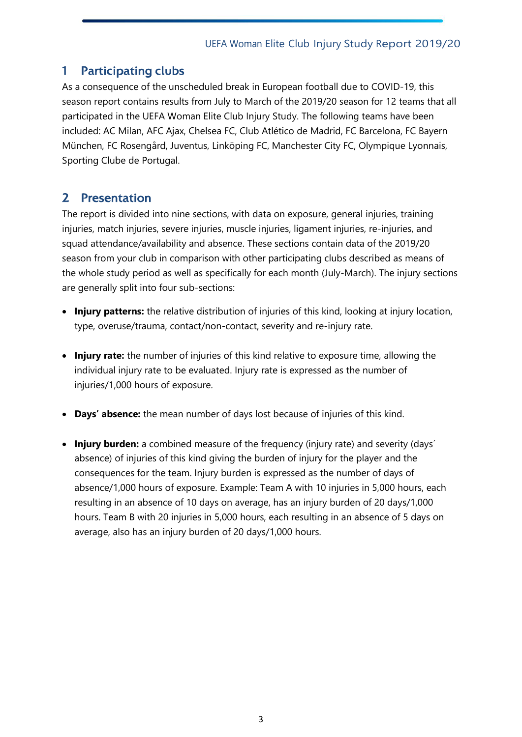## 1 Participating clubs

As a consequence of the unscheduled break in European football due to COVID-19, this season report contains results from July to March of the 2019/20 season for 12 teams that all participated in the UEFA Woman Elite Club Injury Study. The following teams have been included: AC Milan, AFC Ajax, Chelsea FC, Club Atlético de Madrid, FC Barcelona, FC Bayern München, FC Rosengård, Juventus, Linköping FC, Manchester City FC, Olympique Lyonnais, Sporting Clube de Portugal.

## 2 Presentation

The report is divided into nine sections, with data on exposure, general injuries, training injuries, match injuries, severe injuries, muscle injuries, ligament injuries, re-injuries, and squad attendance/availability and absence. These sections contain data of the 2019/20 season from your club in comparison with other participating clubs described as means of the whole study period as well as specifically for each month (July-March). The injury sections are generally split into four sub-sections:

- **Injury patterns:** the relative distribution of injuries of this kind, looking at injury location, type, overuse/trauma, contact/non-contact, severity and re-injury rate.
- **Injury rate:** the number of injuries of this kind relative to exposure time, allowing the individual injury rate to be evaluated. Injury rate is expressed as the number of injuries/1,000 hours of exposure.
- **Days' absence:** the mean number of days lost because of injuries of this kind.
- **Injury burden:** a combined measure of the frequency (injury rate) and severity (days´ absence) of injuries of this kind giving the burden of injury for the player and the consequences for the team. Injury burden is expressed as the number of days of absence/1,000 hours of exposure. Example: Team A with 10 injuries in 5,000 hours, each resulting in an absence of 10 days on average, has an injury burden of 20 days/1,000 hours. Team B with 20 injuries in 5,000 hours, each resulting in an absence of 5 days on average, also has an injury burden of 20 days/1,000 hours.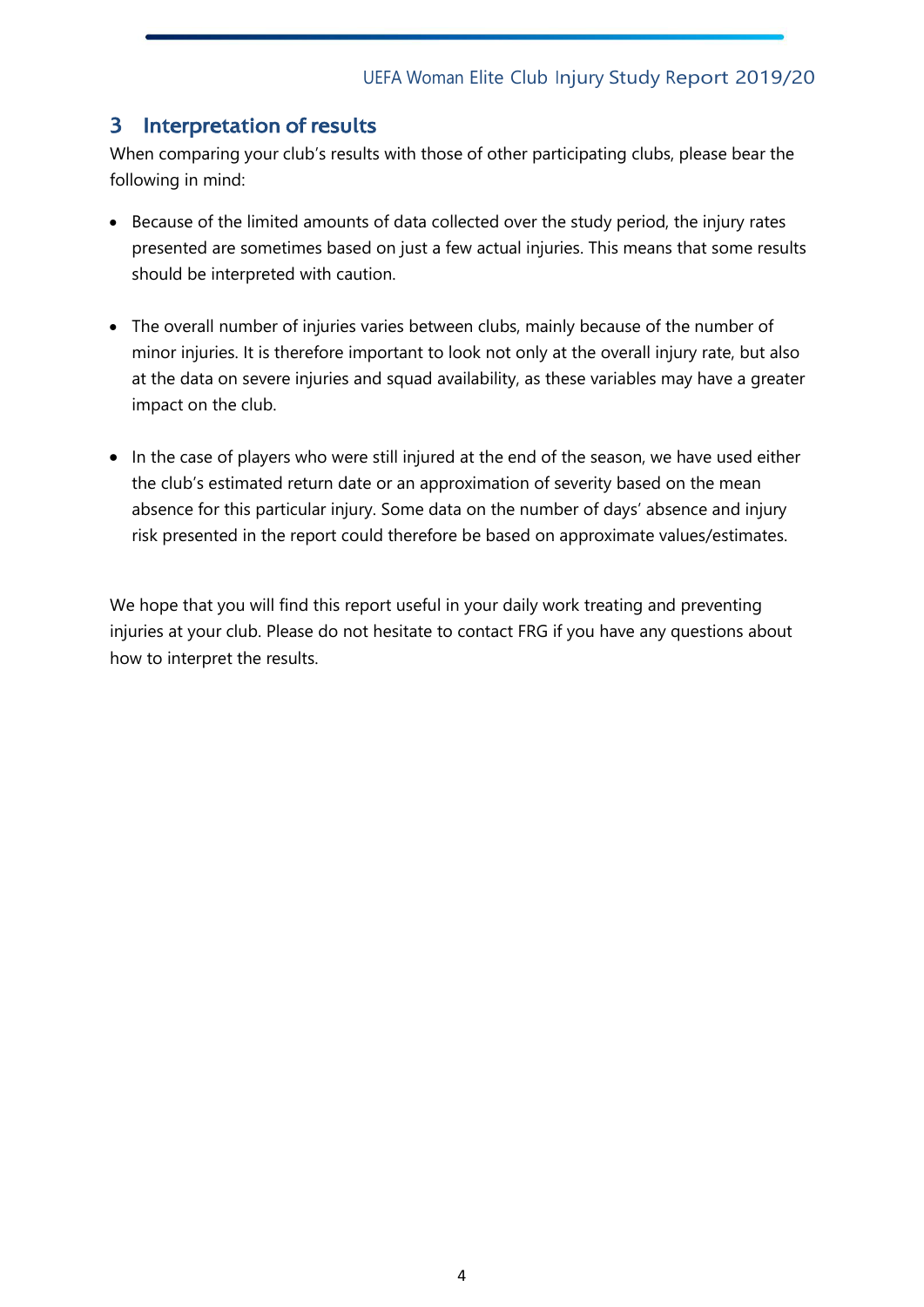## 3 Interpretation of results

When comparing your club's results with those of other participating clubs, please bear the following in mind:

- Because of the limited amounts of data collected over the study period, the injury rates presented are sometimes based on just a few actual injuries. This means that some results should be interpreted with caution.

- The overall number of injuries varies between clubs, mainly because of the number of minor injuries. It is therefore important to look not only at the overall injury rate, but also at the data on severe injuries and squad availability, as these variables may have a greater impact on the club.

- In the case of players who were still injured at the end of the season, we have used either the club's estimated return date or an approximation of severity based on the mean absence for this particular injury. Some data on the number of days' absence and injury risk presented in the report could therefore be based on approximate values/estimates.

We hope that you will find this report useful in your daily work treating and preventing injuries at your club. Please do not hesitate to contact FRG if you have any questions about how to interpret the results.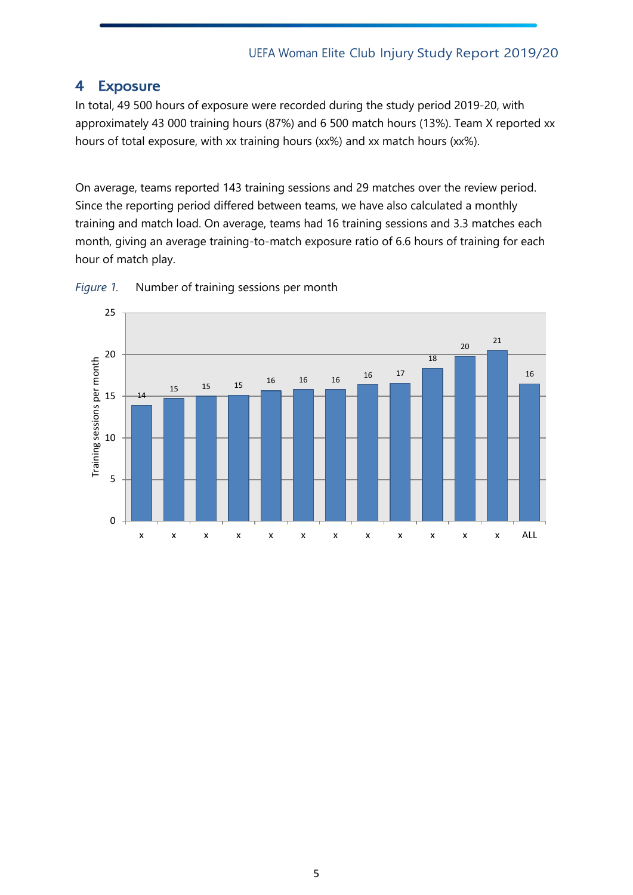# 4 Exposure

In total, 49 500 hours of exposure were recorded during the study period 2019-20, with approximately 43 000 training hours (87%) and 6 500 match hours (13%). Team X reported xx hours of total exposure, with xx training hours (xx%) and xx match hours (xx%).

On average, teams reported 143 training sessions and 29 matches over the review period. Since the reporting period differed between teams, we have also calculated a monthly training and match load. On average, teams had 16 training sessions and 3.3 matches each month, giving an average training-to-match exposure ratio of 6.6 hours of training for each hour of match play.

*Figure 1.* Number of training sessions per month

| Team | Training sessions per month |
|---|---|
| x | 14 |
| x | 15 |
| x | 15 |
| x | 15 |
| x | 16 |
| x | 16 |
| x | 16 |
| x | 16 |
| x | 17 |
| x | 18 |
| x | 20 |
| x | 21 |
| ALL | 16 |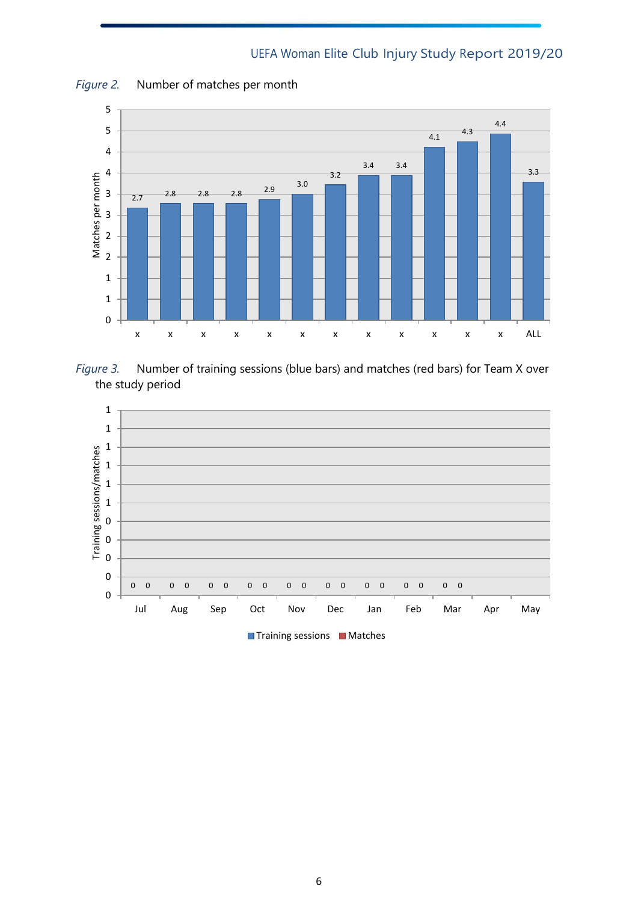*Figure 2.* Number of matches per month

| | x | x | x | x | x | x | x | x | x | x | x | x | ALL |
|---|---|---|---|---|---|---|---|---|---|---|---|---|---|
| Matches per month | 2.7 | 2.8 | 2.8 | 2.8 | 2.9 | 3.0 | 3.2 | 3.4 | 3.4 | 4.1 | 4.3 | 4.4 | 3.3 |

*Figure 3.* Number of training sessions (blue bars) and matches (red bars) for Team X over the study period

| | Jul | Aug | Sep | Oct | Nov | Dec | Jan | Feb | Mar | Apr | May |
|---|---|---|---|---|---|---|---|---|---|---|---|
| Training sessions | 0 | 0 | 0 | 0 | 0 | 0 | 0 | 0 | 0 | | |
| Matches | 0 | 0 | 0 | 0 | 0 | 0 | 0 | 0 | 0 | | |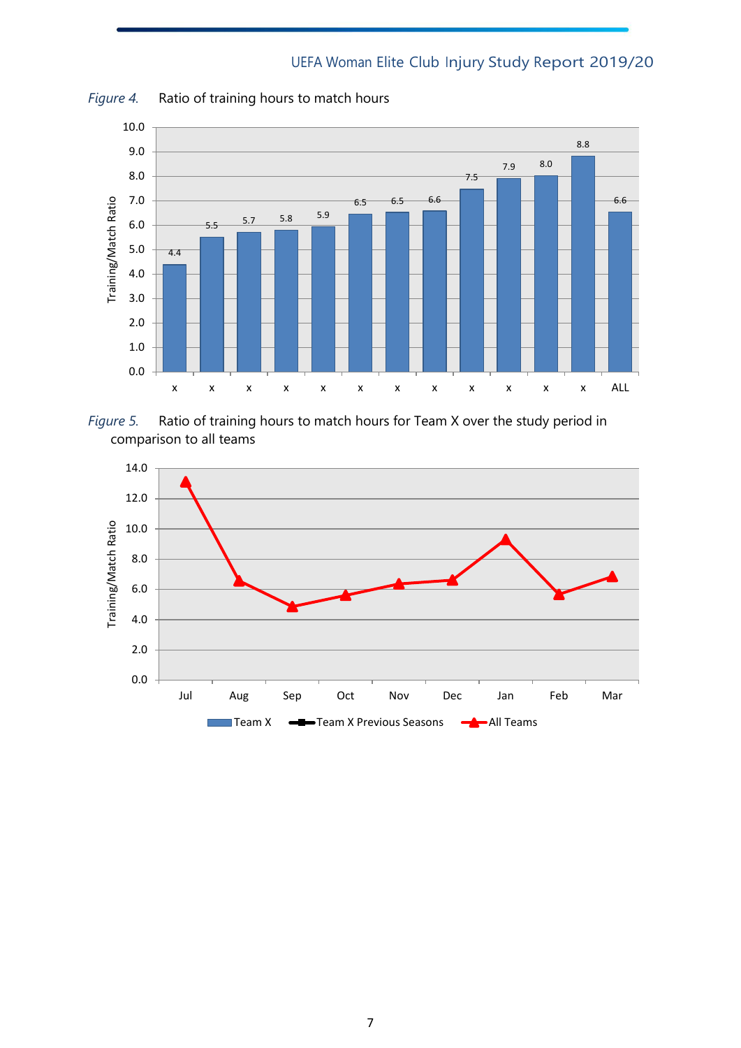*Figure 4.* Ratio of training hours to match hours

| Team | Training/Match Ratio |
|---|---|
| x | 4.4 |
| x | 5.5 |
| x | 5.7 |
| x | 5.8 |
| x | 5.9 |
| x | 6.5 |
| x | 6.5 |
| x | 6.6 |
| x | 7.5 |
| x | 7.9 |
| x | 8.0 |
| x | 8.8 |
| ALL | 6.6 |

*Figure 5.* Ratio of training hours to match hours for Team X over the study period in comparison to all teams

Training/Match Ratio by month (Jul, Aug, Sep, Oct, Nov, Dec, Jan, Feb, Mar)

Legend: Team X, Team X Previous Seasons, All Teams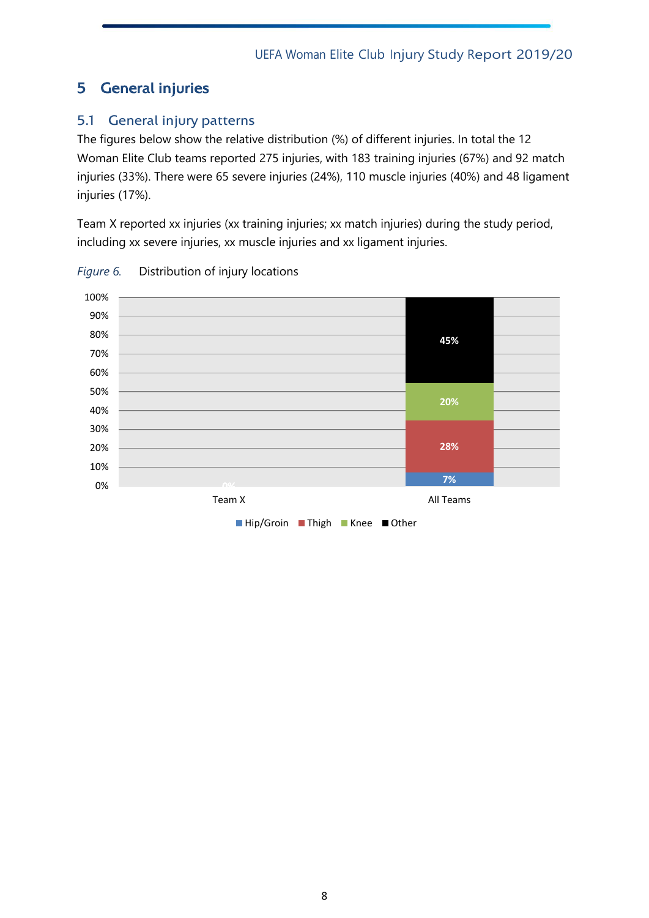# 5 General injuries

## 5.1 General injury patterns

The figures below show the relative distribution (%) of different injuries. In total the 12 Woman Elite Club teams reported 275 injuries, with 183 training injuries (67%) and 92 match injuries (33%). There were 65 severe injuries (24%), 110 muscle injuries (40%) and 48 ligament injuries (17%).

Team X reported xx injuries (xx training injuries; xx match injuries) during the study period, including xx severe injuries, xx muscle injuries and xx ligament injuries.

*Figure 6.* Distribution of injury locations

| | Hip/Groin | Thigh | Knee | Other |
|---|---|---|---|---|
| Team X | 0% | | | |
| All Teams | 7% | 28% | 20% | 45% |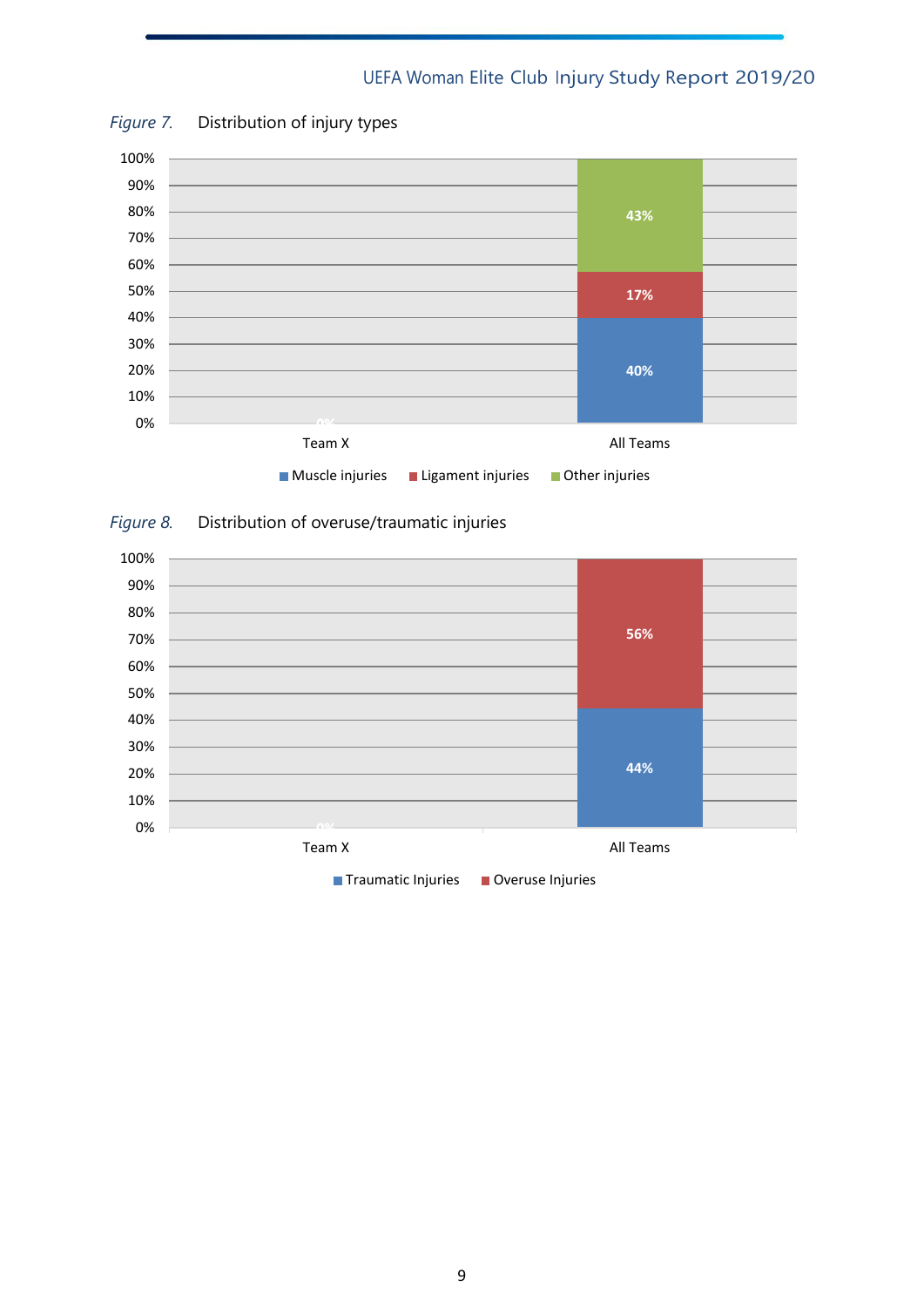*Figure 7.* Distribution of injury types

| | Muscle injuries | Ligament injuries | Other injuries |
|---|---|---|---|
| Team X | 0% | | |
| All Teams | 40% | 17% | 43% |

*Figure 8.* Distribution of overuse/traumatic injuries

| | Traumatic Injuries | Overuse Injuries |
|---|---|---|
| Team X | 0% | |
| All Teams | 44% | 56% |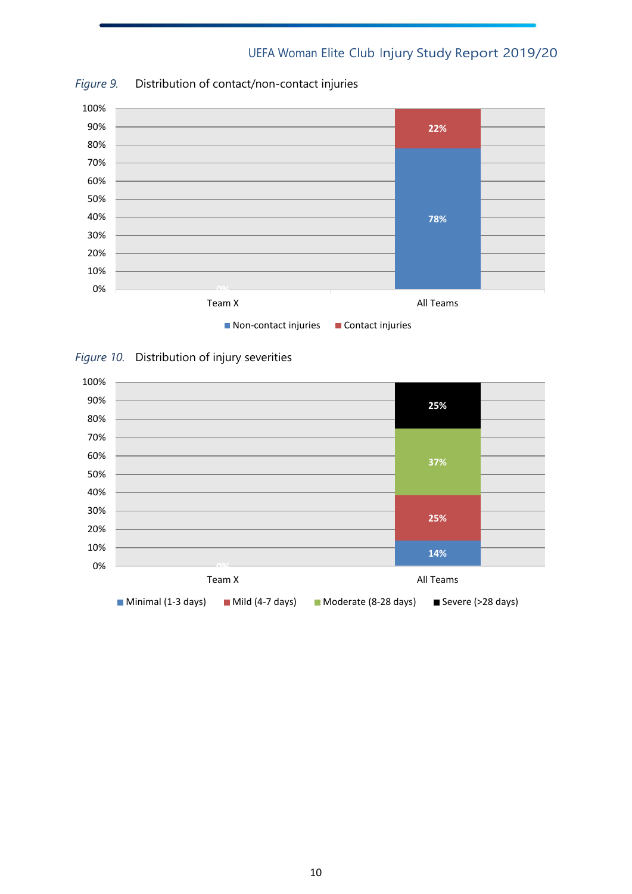*Figure 9.* Distribution of contact/non-contact injuries

| | Non-contact injuries | Contact injuries |
|---|---|---|
| Team X | 0% | |
| All Teams | 78% | 22% |

*Figure 10.* Distribution of injury severities

| | Minimal (1-3 days) | Mild (4-7 days) | Moderate (8-28 days) | Severe (>28 days) |
|---|---|---|---|---|
| Team X | 0% | | | |
| All Teams | 14% | 25% | 37% | 25% |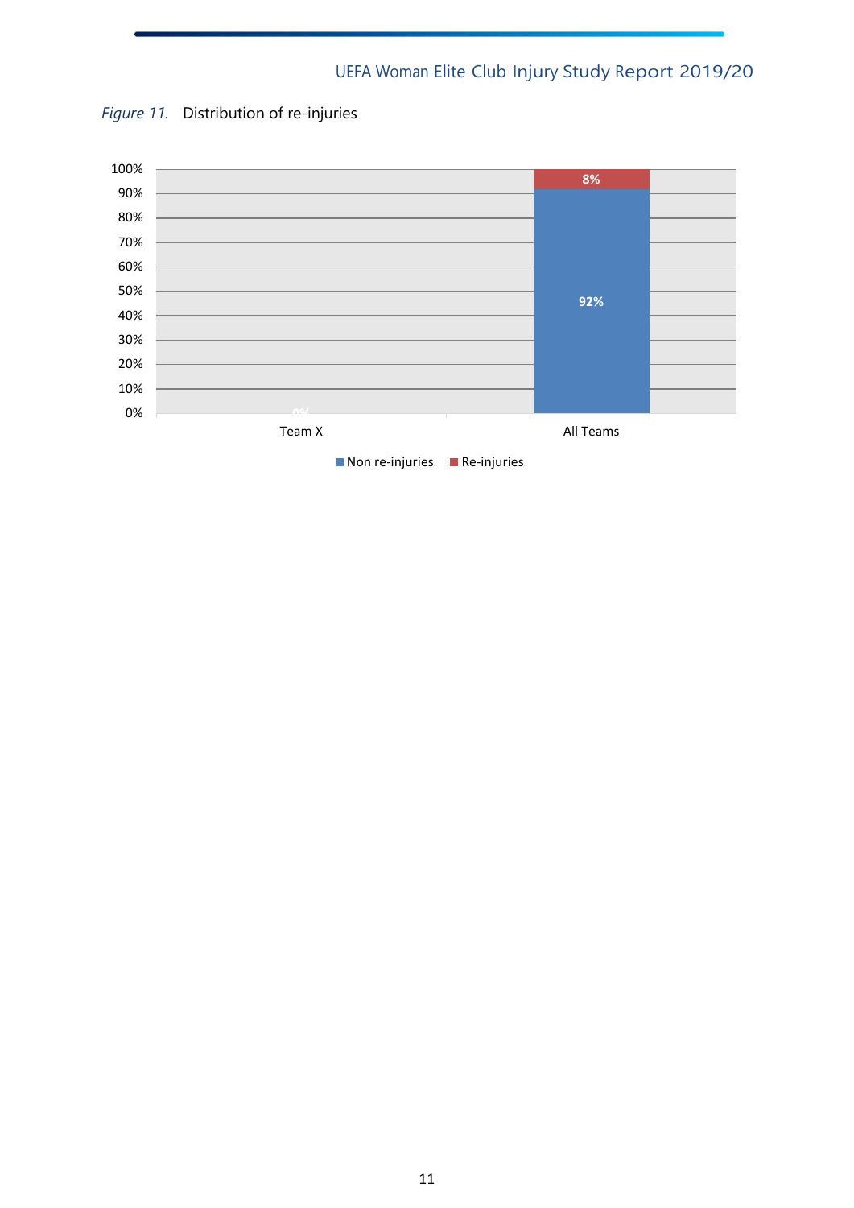*Figure 11.* Distribution of re-injuries

| | Non re-injuries | Re-injuries |
|---|---|---|
| Team X | 0% | |
| All Teams | 92% | 8% |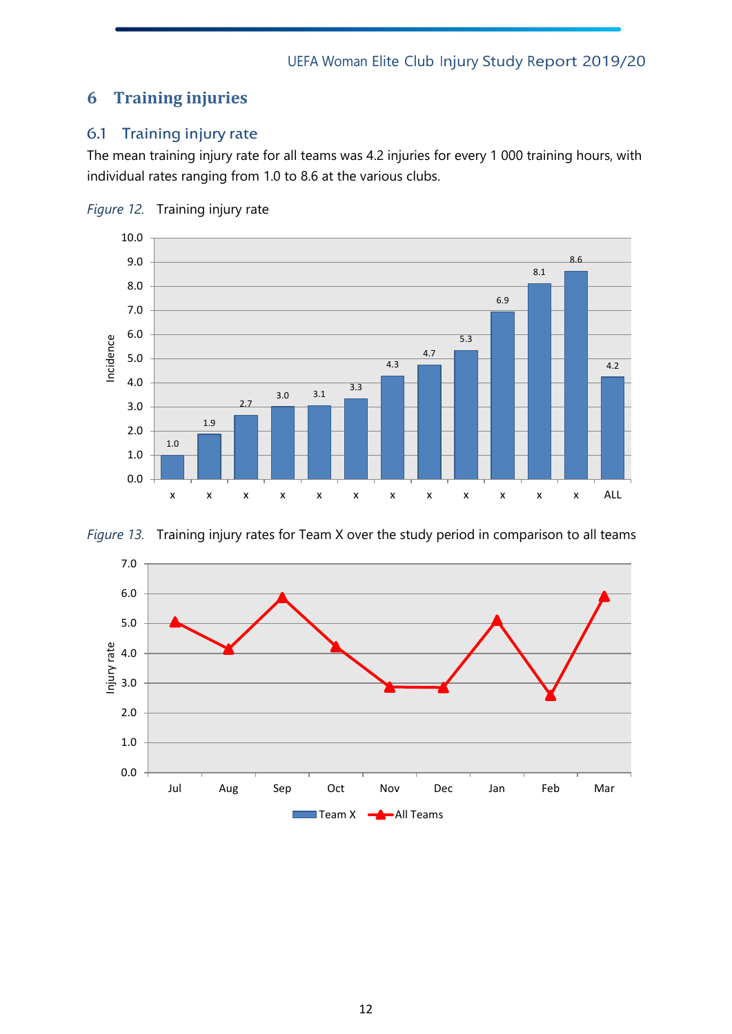# 6 Training injuries

## 6.1 Training injury rate

The mean training injury rate for all teams was 4.2 injuries for every 1 000 training hours, with individual rates ranging from 1.0 to 8.6 at the various clubs.

*Figure 12.* Training injury rate

*Figure 13.* Training injury rates for Team X over the study period in comparison to all teams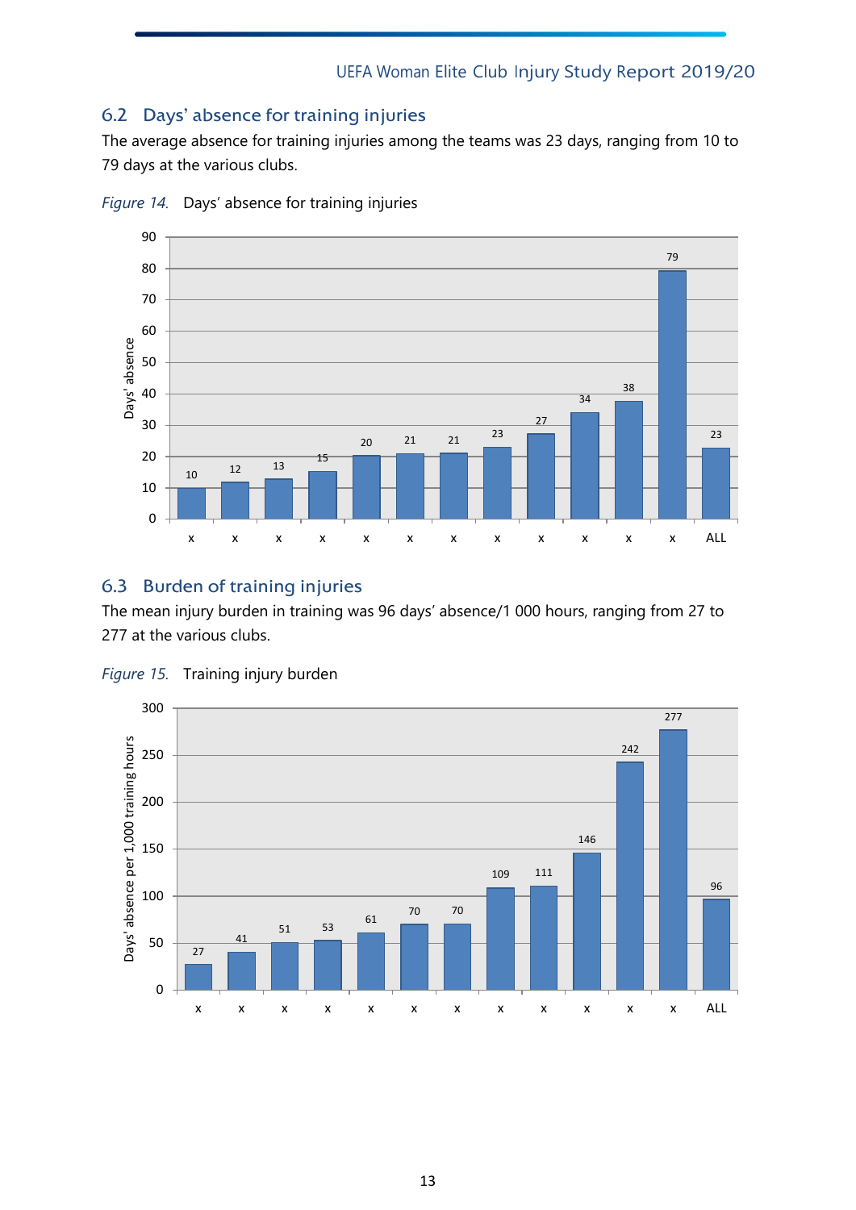## 6.2 Days' absence for training injuries

The average absence for training injuries among the teams was 23 days, ranging from 10 to 79 days at the various clubs.

*Figure 14.* Days' absence for training injuries

| Club | Days' absence |
|---|---|
| x | 10 |
| x | 12 |
| x | 13 |
| x | 15 |
| x | 20 |
| x | 21 |
| x | 21 |
| x | 23 |
| x | 27 |
| x | 34 |
| x | 38 |
| x | 79 |
| ALL | 23 |

## 6.3 Burden of training injuries

The mean injury burden in training was 96 days' absence/1 000 hours, ranging from 27 to 277 at the various clubs.

*Figure 15.* Training injury burden

| Club | Days' absence per 1,000 training hours |
|---|---|
| x | 27 |
| x | 41 |
| x | 51 |
| x | 53 |
| x | 61 |
| x | 70 |
| x | 70 |
| x | 109 |
| x | 111 |
| x | 146 |
| x | 242 |
| x | 277 |
| ALL | 96 |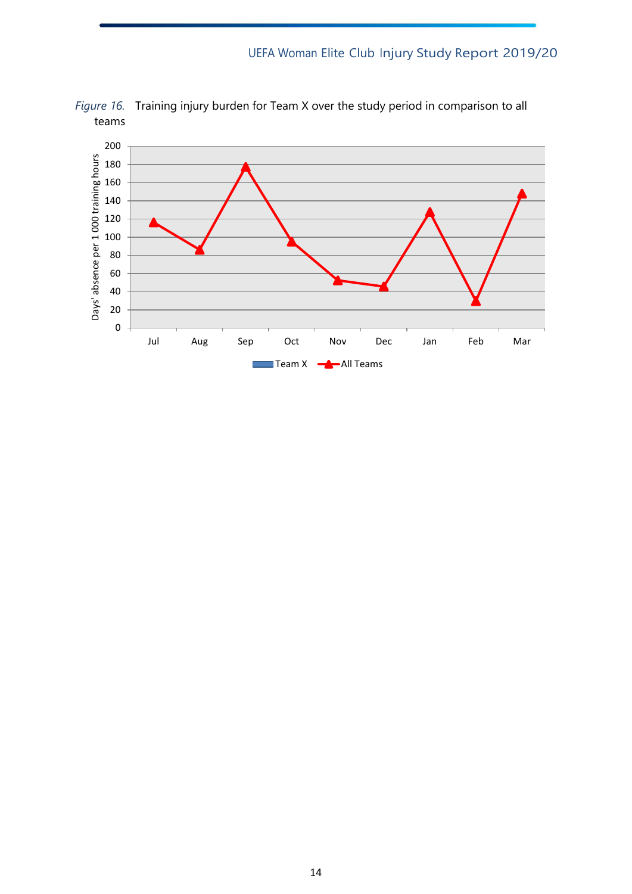*Figure 16.* Training injury burden for Team X over the study period in comparison to all teams

| Month | All Teams |
|---|---|
| Jul | 116 |
| Aug | 86 |
| Sep | 178 |
| Oct | 95 |
| Nov | 53 |
| Dec | 46 |
| Jan | 128 |
| Feb | 29 |
| Mar | 148 |

Days' absence per 1 000 training hours

Team X  All Teams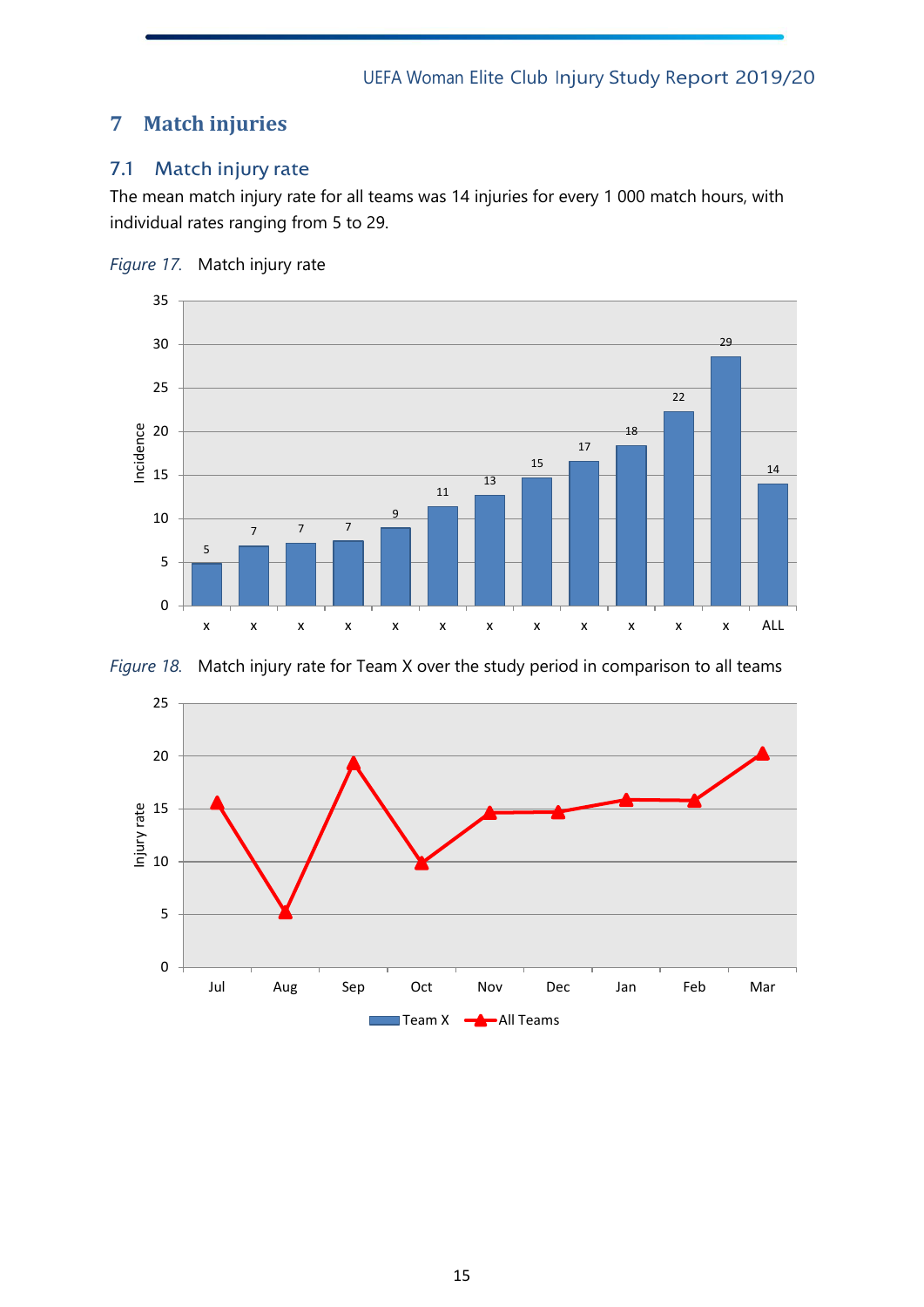# 7 Match injuries

## 7.1 Match injury rate

The mean match injury rate for all teams was 14 injuries for every 1 000 match hours, with individual rates ranging from 5 to 29.

*Figure 17.* Match injury rate

*Figure 18.* Match injury rate for Team X over the study period in comparison to all teams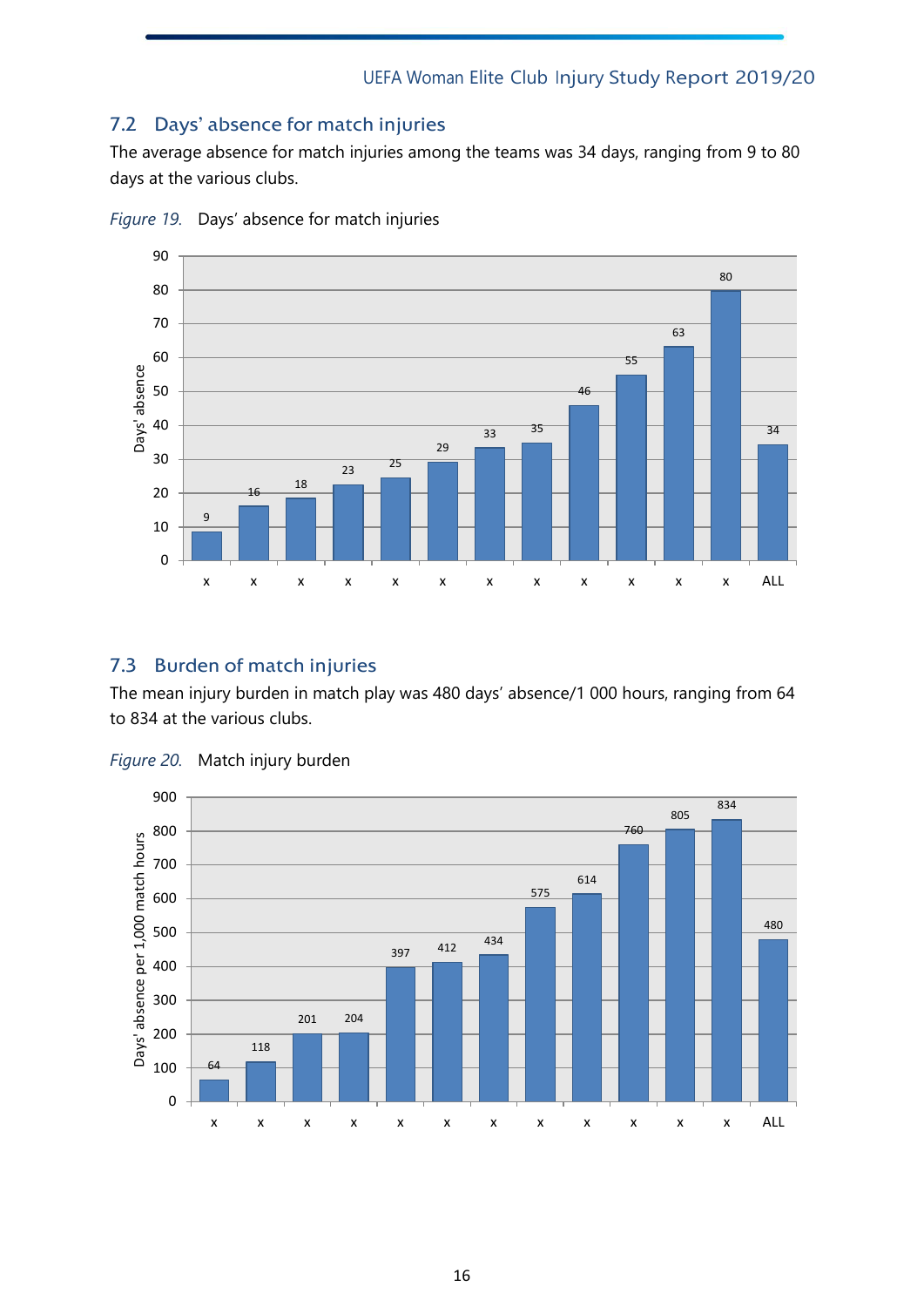## 7.2 Days' absence for match injuries

The average absence for match injuries among the teams was 34 days, ranging from 9 to 80 days at the various clubs.

*Figure 19.* Days' absence for match injuries

| Club | Days' absence |
|---|---|
| x | 9 |
| x | 16 |
| x | 18 |
| x | 23 |
| x | 25 |
| x | 29 |
| x | 33 |
| x | 35 |
| x | 46 |
| x | 55 |
| x | 63 |
| x | 80 |
| ALL | 34 |

## 7.3 Burden of match injuries

The mean injury burden in match play was 480 days' absence/1 000 hours, ranging from 64 to 834 at the various clubs.

*Figure 20.* Match injury burden

| Club | Days' absence per 1,000 match hours |
|---|---|
| x | 64 |
| x | 118 |
| x | 201 |
| x | 204 |
| x | 397 |
| x | 412 |
| x | 434 |
| x | 575 |
| x | 614 |
| x | 760 |
| x | 805 |
| x | 834 |
| ALL | 480 |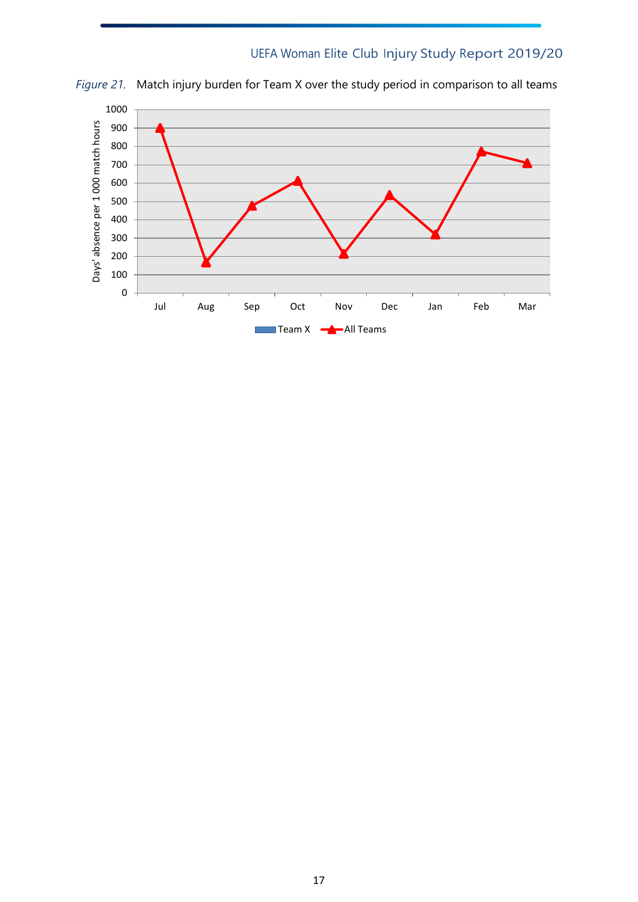*Figure 21.* Match injury burden for Team X over the study period in comparison to all teams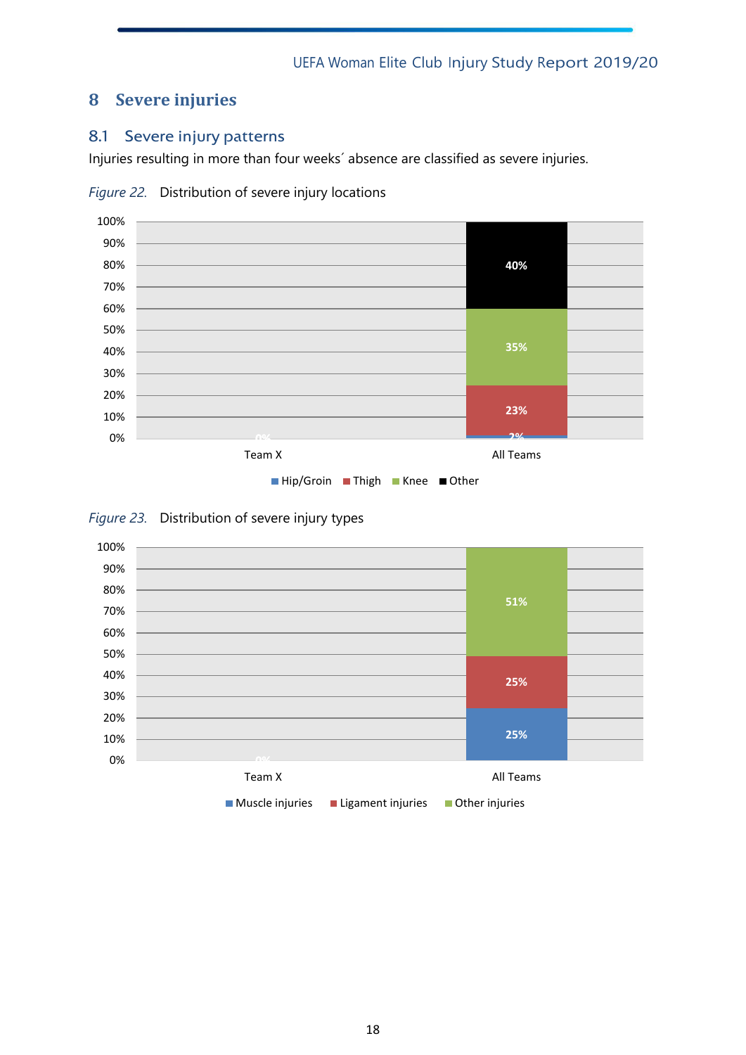# 8 Severe injuries

## 8.1 Severe injury patterns

Injuries resulting in more than four weeks´ absence are classified as severe injuries.

*Figure 22.* Distribution of severe injury locations

| | Hip/Groin | Thigh | Knee | Other |
|---|---|---|---|---|
| Team X | 0% | | | |
| All Teams | 2% | 23% | 35% | 40% |

*Figure 23.* Distribution of severe injury types

| | Muscle injuries | Ligament injuries | Other injuries |
|---|---|---|---|
| Team X | 0% | | |
| All Teams | 25% | 25% | 51% |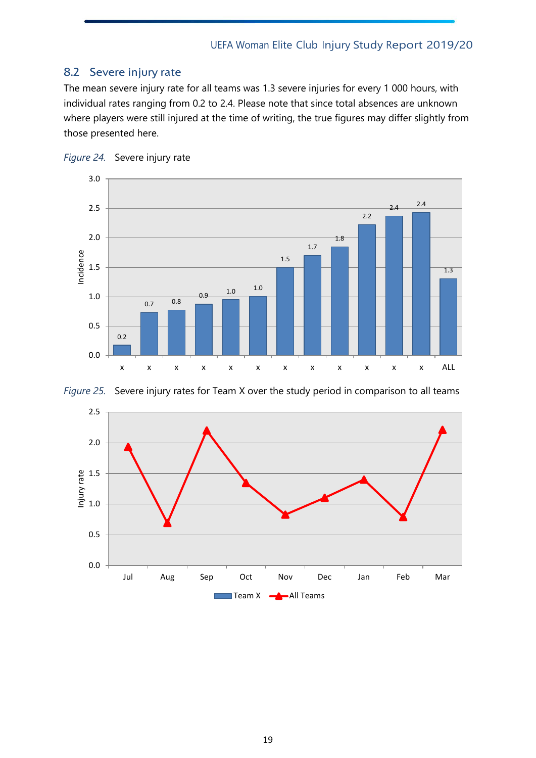## 8.2 Severe injury rate

The mean severe injury rate for all teams was 1.3 severe injuries for every 1 000 hours, with individual rates ranging from 0.2 to 2.4. Please note that since total absences are unknown where players were still injured at the time of writing, the true figures may differ slightly from those presented here.

*Figure 24.* Severe injury rate

*Figure 25.* Severe injury rates for Team X over the study period in comparison to all teams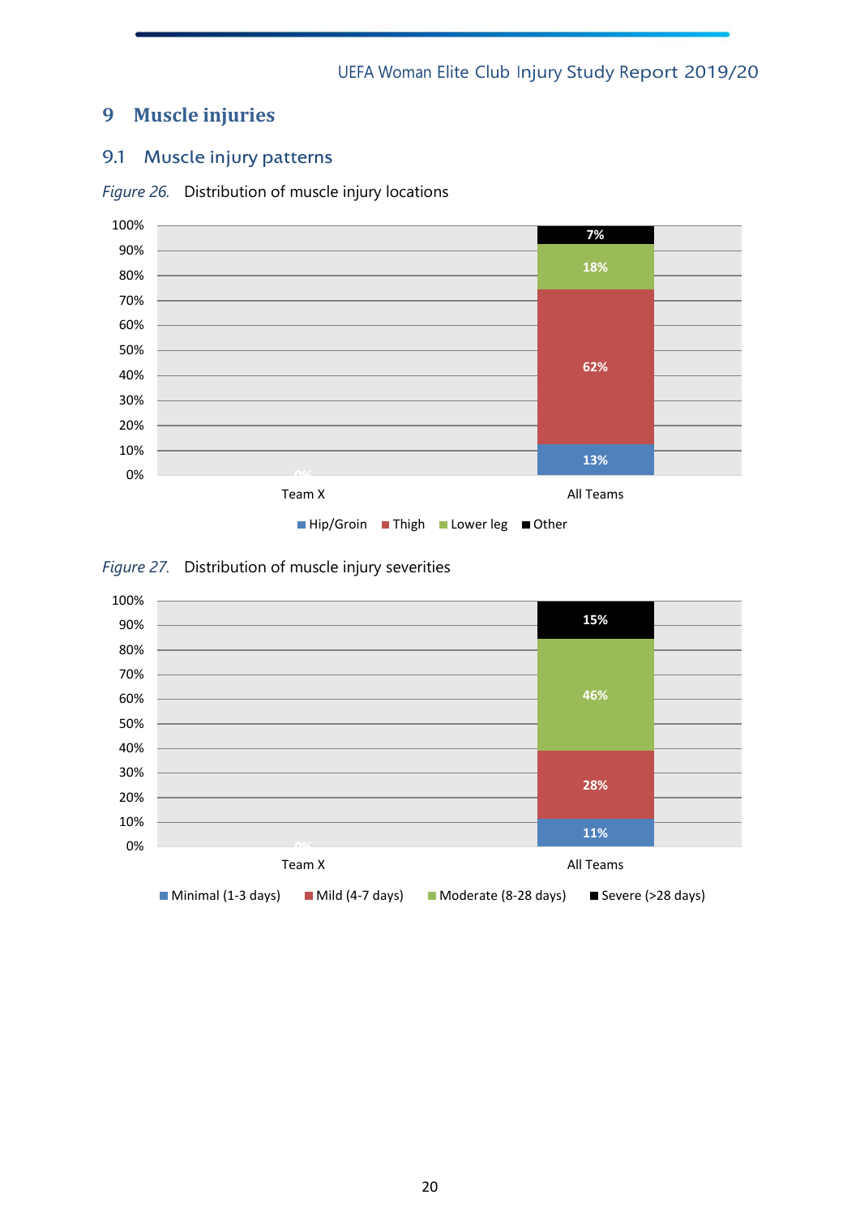# 9 Muscle injuries

## 9.1 Muscle injury patterns

*Figure 26.* Distribution of muscle injury locations

| | Hip/Groin | Thigh | Lower leg | Other |
|---|---|---|---|---|
| Team X | 0% | | | |
| All Teams | 13% | 62% | 18% | 7% |

*Figure 27.* Distribution of muscle injury severities

| | Minimal (1-3 days) | Mild (4-7 days) | Moderate (8-28 days) | Severe (>28 days) |
|---|---|---|---|---|
| Team X | 0% | | | |
| All Teams | 11% | 28% | 46% | 15% |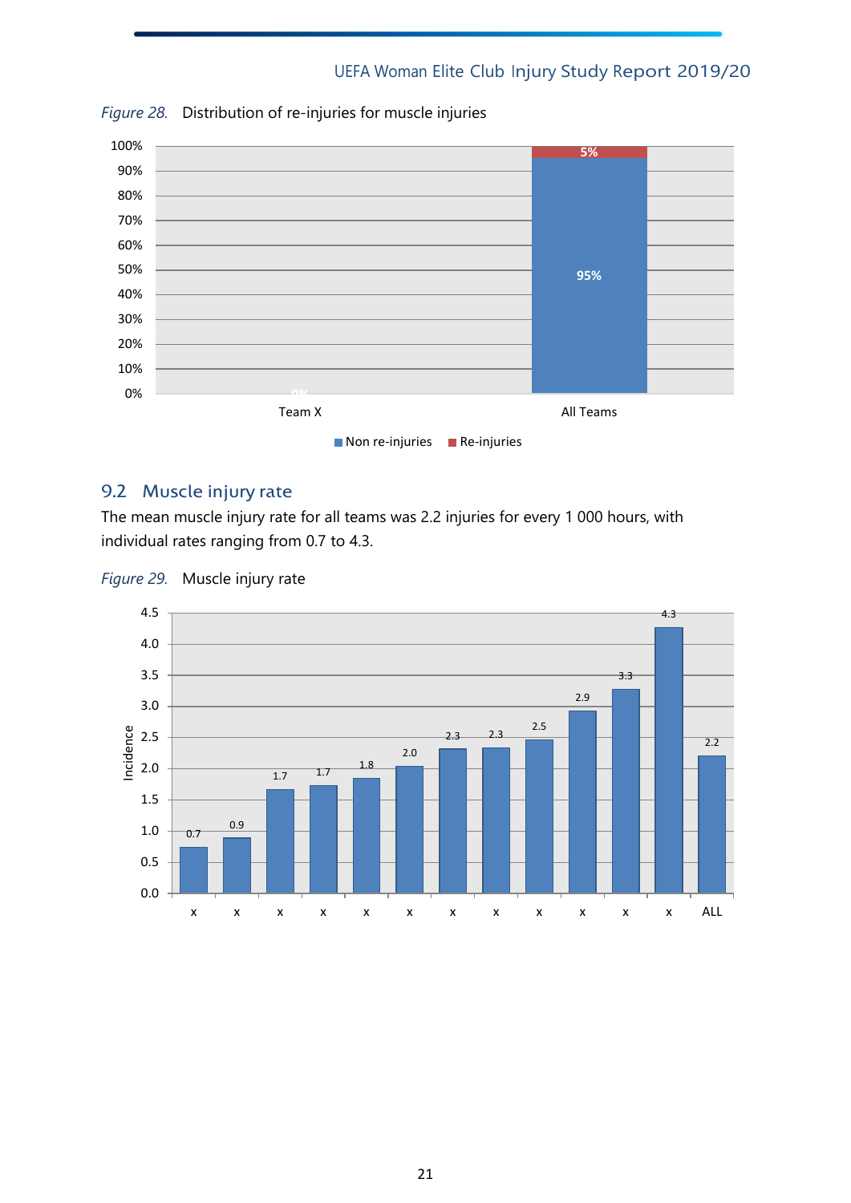*Figure 28.* Distribution of re-injuries for muscle injuries

| | Team X | All Teams |
|---|---|---|
| Non re-injuries | | 95% |
| Re-injuries | 0% | 5% |

## 9.2 Muscle injury rate

The mean muscle injury rate for all teams was 2.2 injuries for every 1 000 hours, with individual rates ranging from 0.7 to 4.3.

*Figure 29.* Muscle injury rate

| Team | Incidence |
|---|---|
| x | 0.7 |
| x | 0.9 |
| x | 1.7 |
| x | 1.7 |
| x | 1.8 |
| x | 2.0 |
| x | 2.3 |
| x | 2.3 |
| x | 2.5 |
| x | 2.9 |
| x | 3.3 |
| x | 4.3 |
| ALL | 2.2 |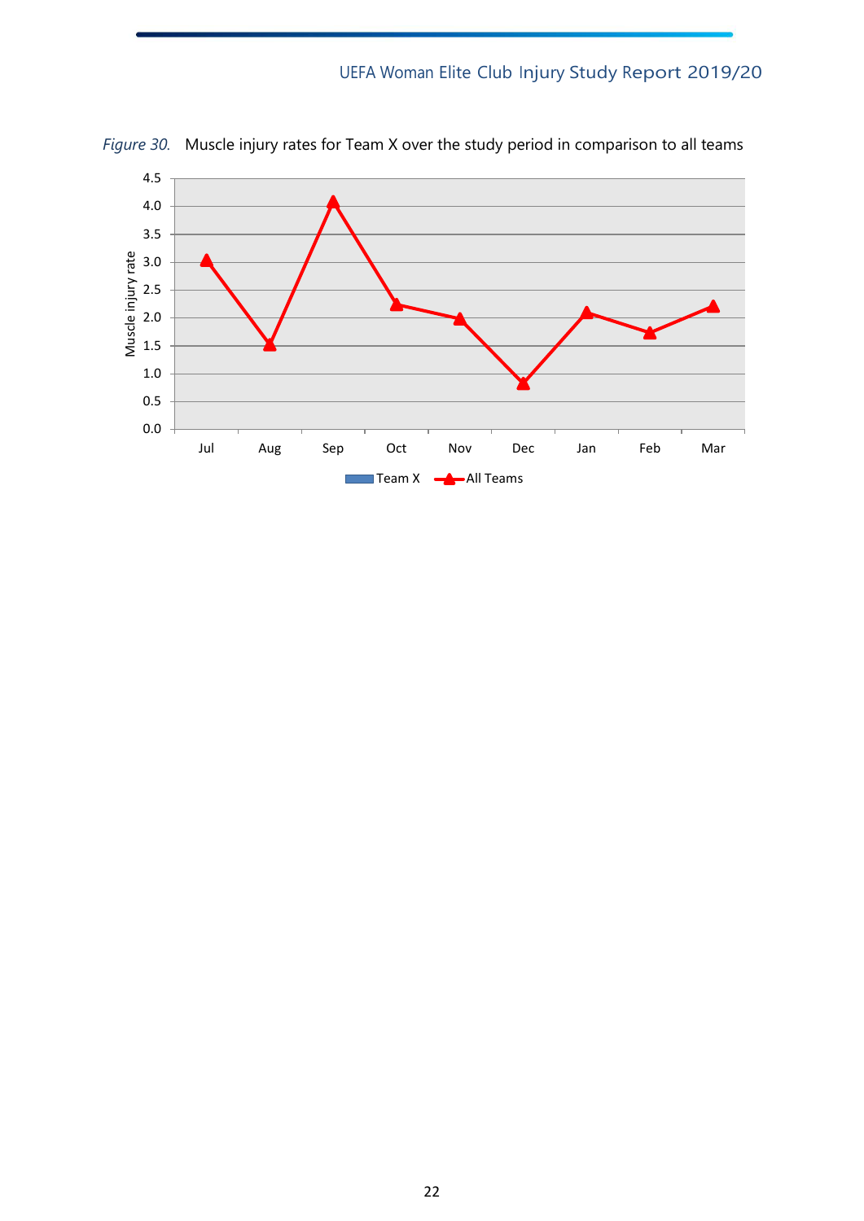*Figure 30.* Muscle injury rates for Team X over the study period in comparison to all teams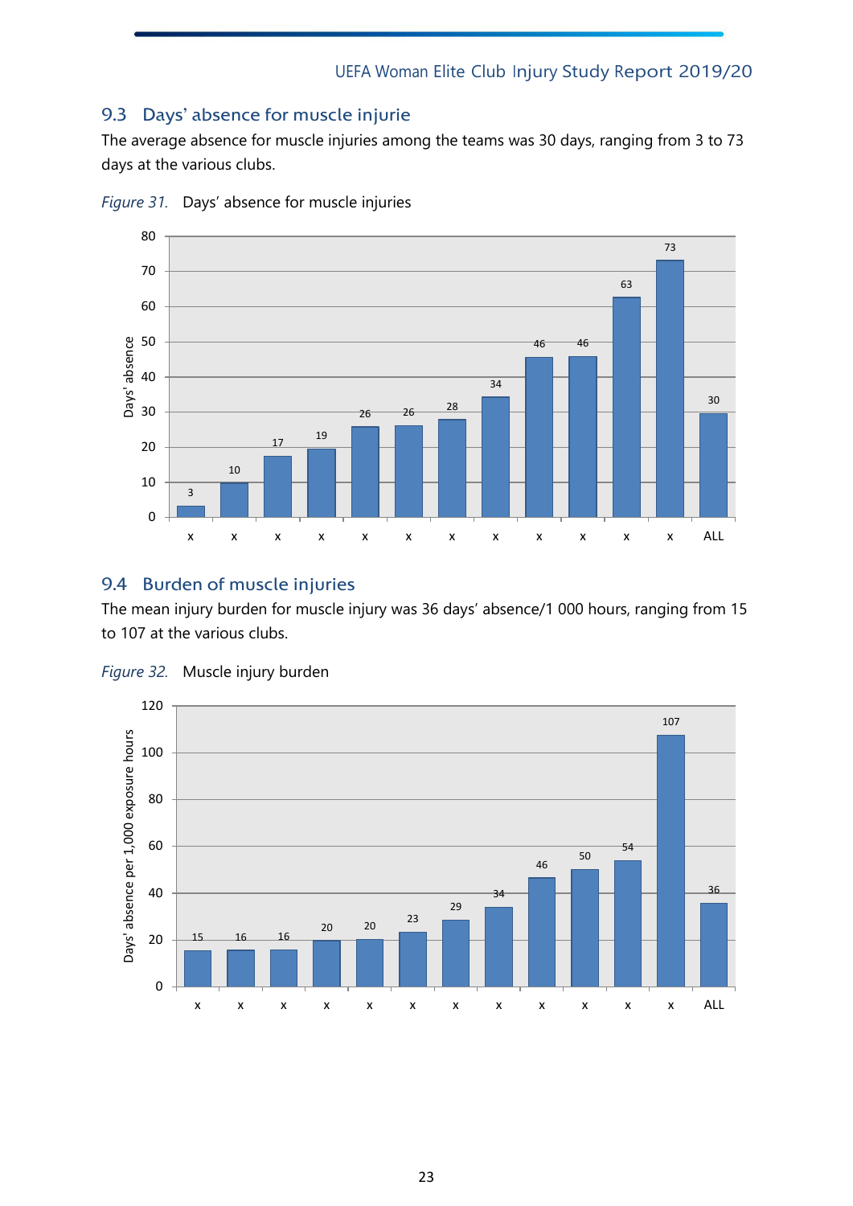## 9.3 Days' absence for muscle injurie

The average absence for muscle injuries among the teams was 30 days, ranging from 3 to 73 days at the various clubs.

*Figure 31.* Days' absence for muscle injuries

| Club | Days' absence |
|---|---|
| x | 3 |
| x | 10 |
| x | 17 |
| x | 19 |
| x | 26 |
| x | 26 |
| x | 28 |
| x | 34 |
| x | 46 |
| x | 46 |
| x | 63 |
| x | 73 |
| ALL | 30 |

## 9.4 Burden of muscle injuries

The mean injury burden for muscle injury was 36 days' absence/1 000 hours, ranging from 15 to 107 at the various clubs.

*Figure 32.* Muscle injury burden

| Club | Days' absence per 1,000 exposure hours |
|---|---|
| x | 15 |
| x | 16 |
| x | 16 |
| x | 20 |
| x | 20 |
| x | 23 |
| x | 29 |
| x | 34 |
| x | 46 |
| x | 50 |
| x | 54 |
| x | 107 |
| ALL | 36 |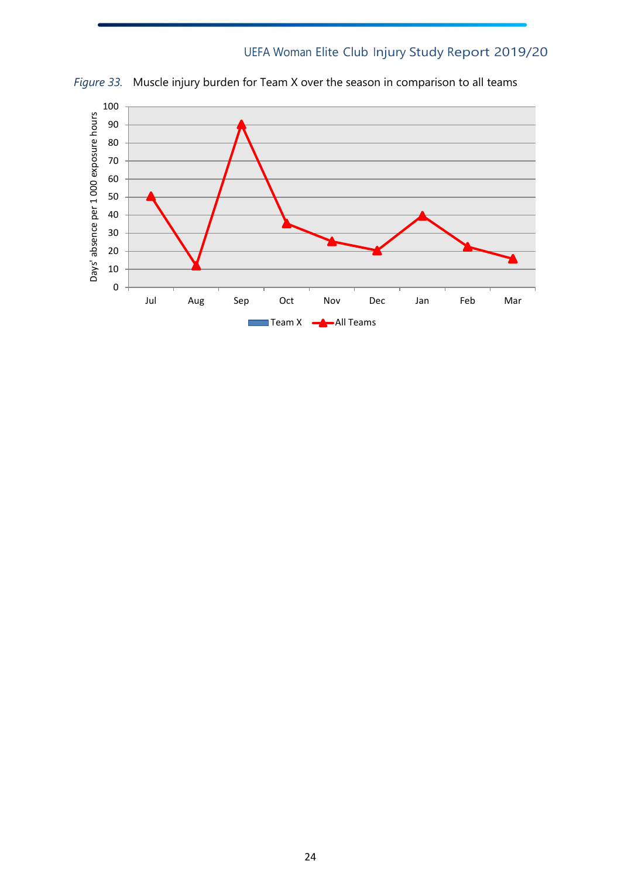*Figure 33.* Muscle injury burden for Team X over the season in comparison to all teams

| Month | All Teams (Days' absence per 1 000 exposure hours) |
|---|---|
| Jul | ~50 |
| Aug | ~12 |
| Sep | ~90 |
| Oct | ~35 |
| Nov | ~25 |
| Dec | ~20 |
| Jan | ~40 |
| Feb | ~22 |
| Mar | ~16 |

Legend: Team X, All Teams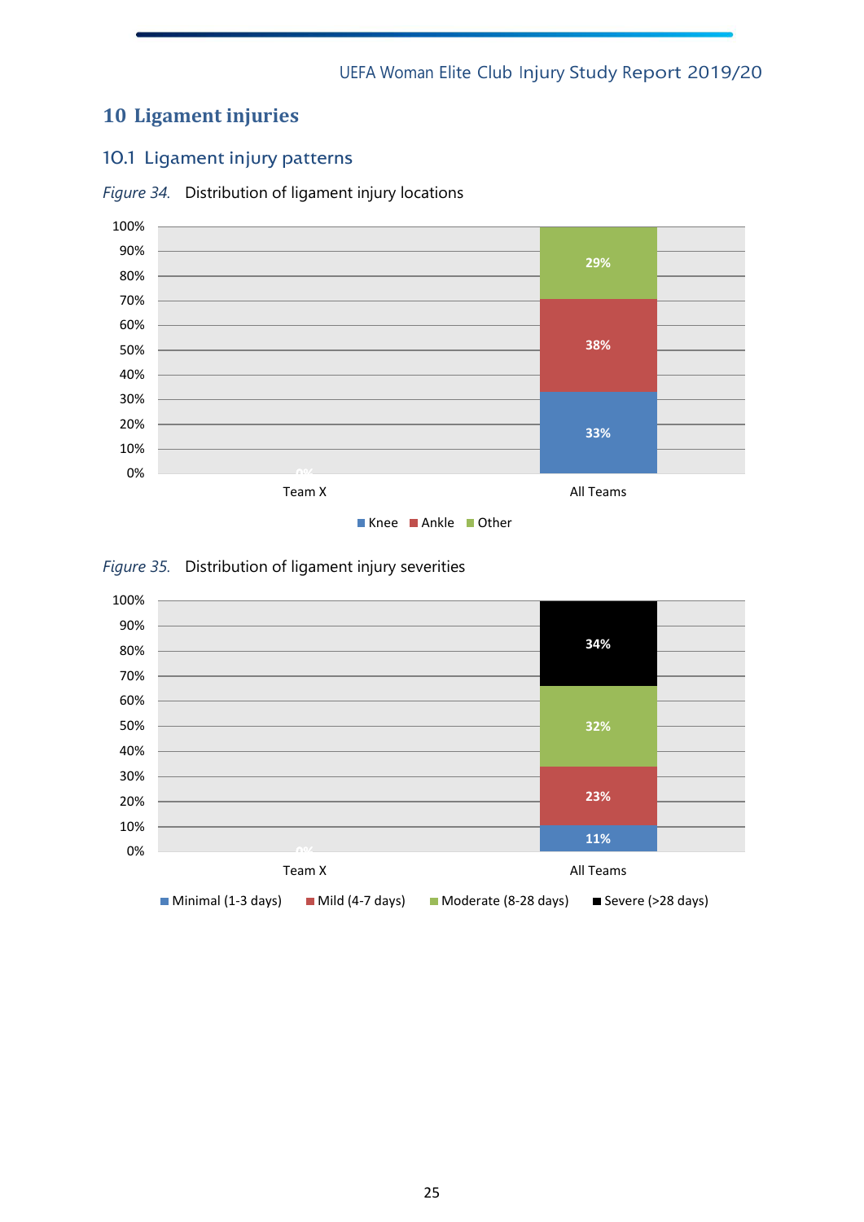# 10 Ligament injuries

## 10.1 Ligament injury patterns

*Figure 34.* Distribution of ligament injury locations

| | Knee | Ankle | Other |
|---|---|---|---|
| Team X | 0% | | |
| All Teams | 33% | 38% | 29% |

*Figure 35.* Distribution of ligament injury severities

| | Minimal (1-3 days) | Mild (4-7 days) | Moderate (8-28 days) | Severe (>28 days) |
|---|---|---|---|---|
| Team X | 0% | | | |
| All Teams | 11% | 23% | 32% | 34% |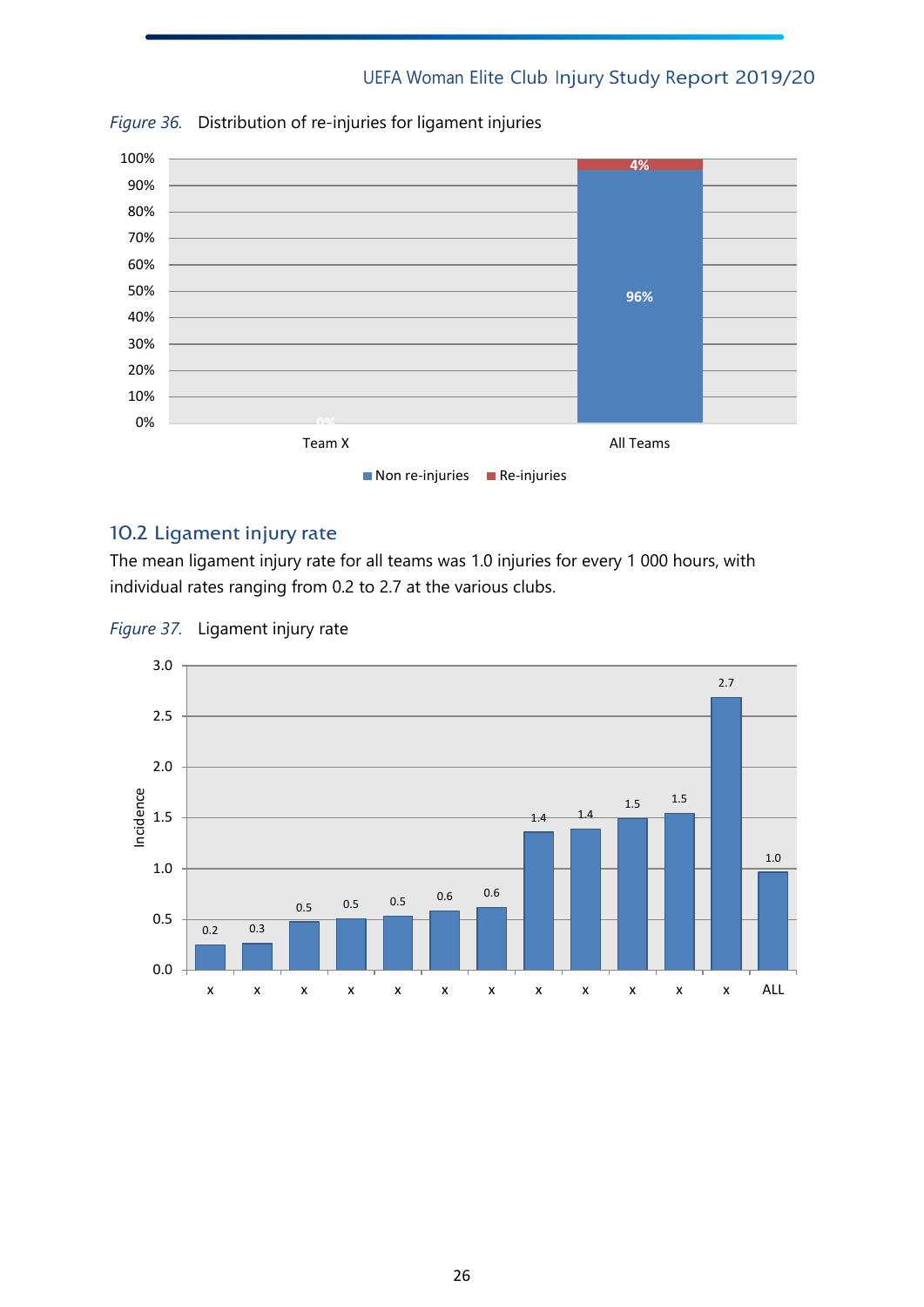*Figure 36.* Distribution of re-injuries for ligament injuries

| | Non re-injuries | Re-injuries |
|---|---|---|
| Team X | 0% | |
| All Teams | 96% | 4% |

## 10.2 Ligament injury rate

The mean ligament injury rate for all teams was 1.0 injuries for every 1 000 hours, with individual rates ranging from 0.2 to 2.7 at the various clubs.

*Figure 37.* Ligament injury rate

| Team | Incidence |
|---|---|
| x | 0.2 |
| x | 0.3 |
| x | 0.5 |
| x | 0.5 |
| x | 0.5 |
| x | 0.6 |
| x | 0.6 |
| x | 1.4 |
| x | 1.4 |
| x | 1.5 |
| x | 1.5 |
| x | 2.7 |
| ALL | 1.0 |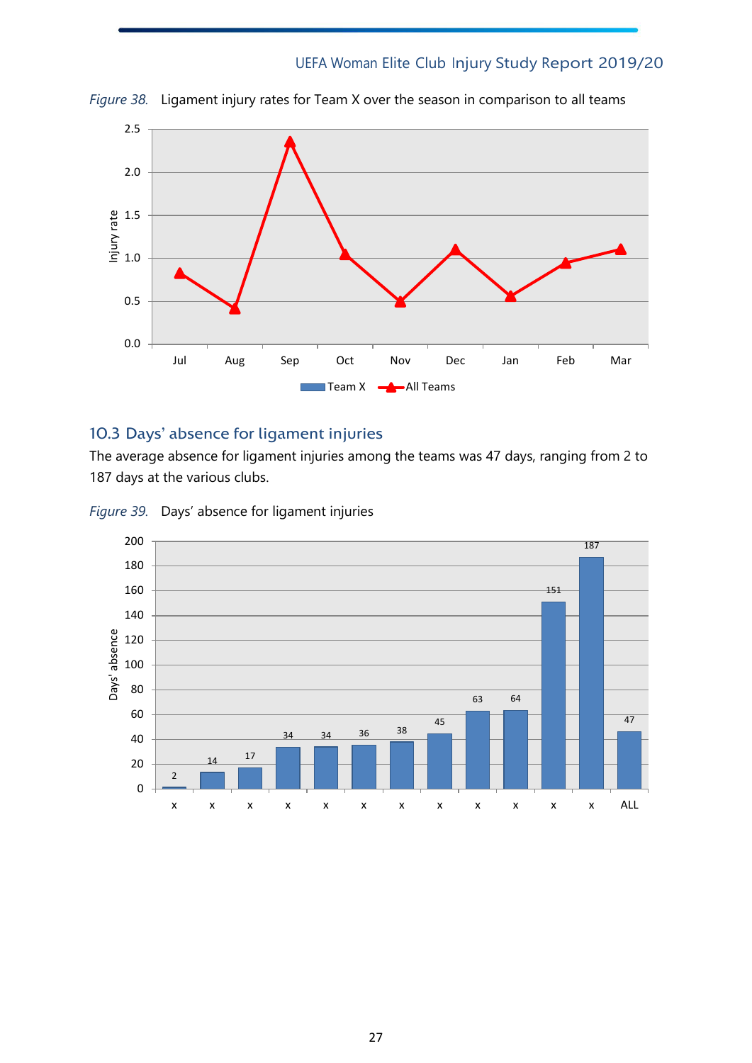*Figure 38.* Ligament injury rates for Team X over the season in comparison to all teams

## 10.3 Days' absence for ligament injuries

The average absence for ligament injuries among the teams was 47 days, ranging from 2 to 187 days at the various clubs.

*Figure 39.* Days' absence for ligament injuries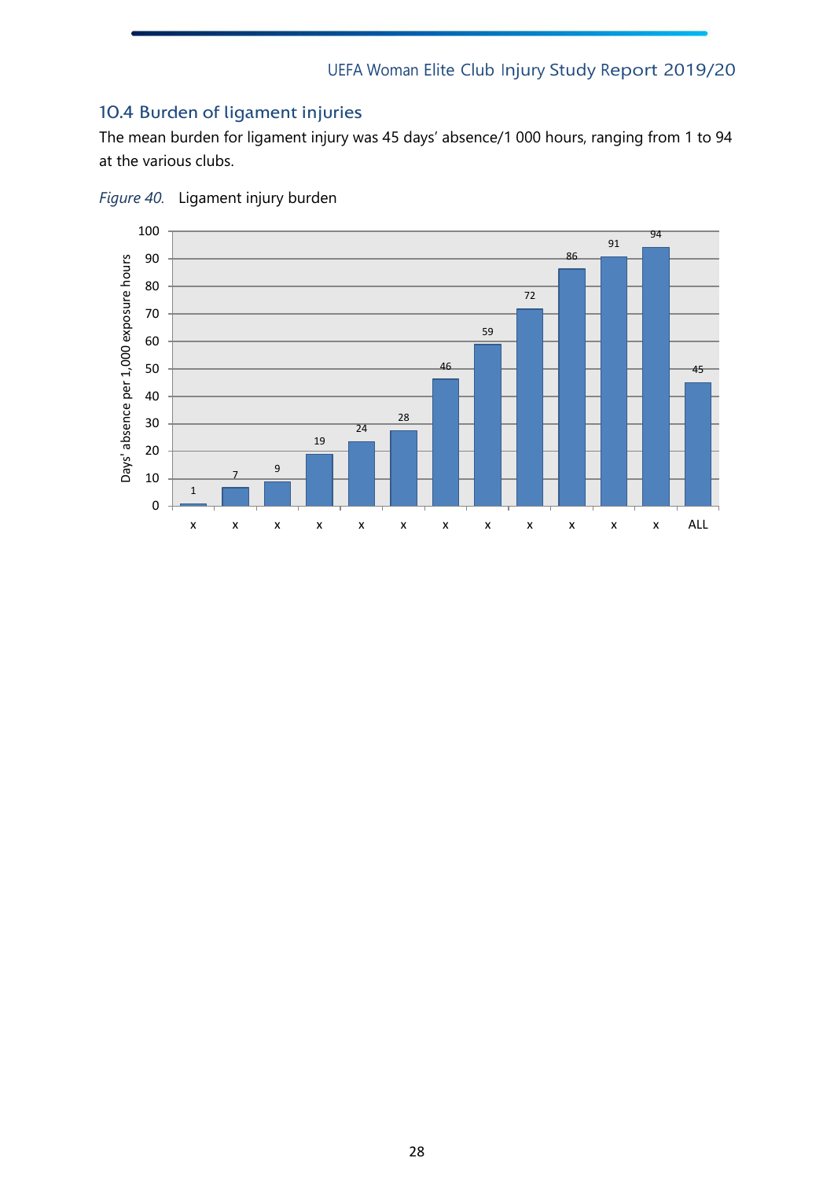## 10.4 Burden of ligament injuries

The mean burden for ligament injury was 45 days' absence/1 000 hours, ranging from 1 to 94 at the various clubs.

*Figure 40.* Ligament injury burden

| Club | Days' absence per 1,000 exposure hours |
|---|---|
| x | 1 |
| x | 7 |
| x | 9 |
| x | 19 |
| x | 24 |
| x | 28 |
| x | 46 |
| x | 59 |
| x | 72 |
| x | 86 |
| x | 91 |
| x | 94 |
| ALL | 45 |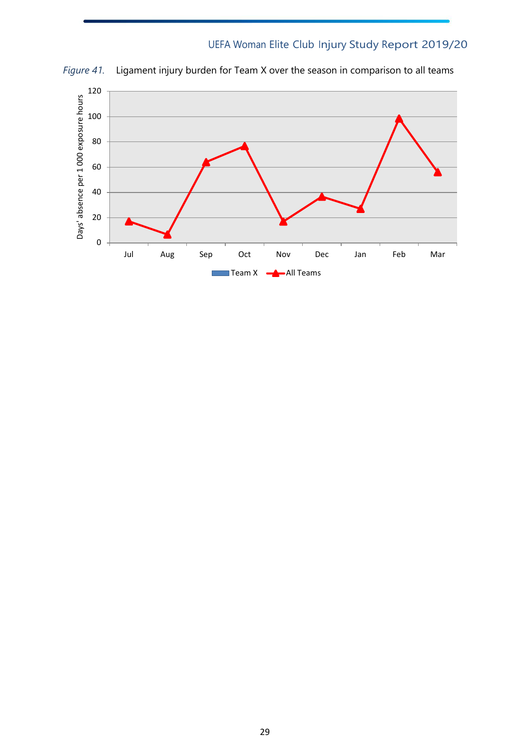*Figure 41.* Ligament injury burden for Team X over the season in comparison to all teams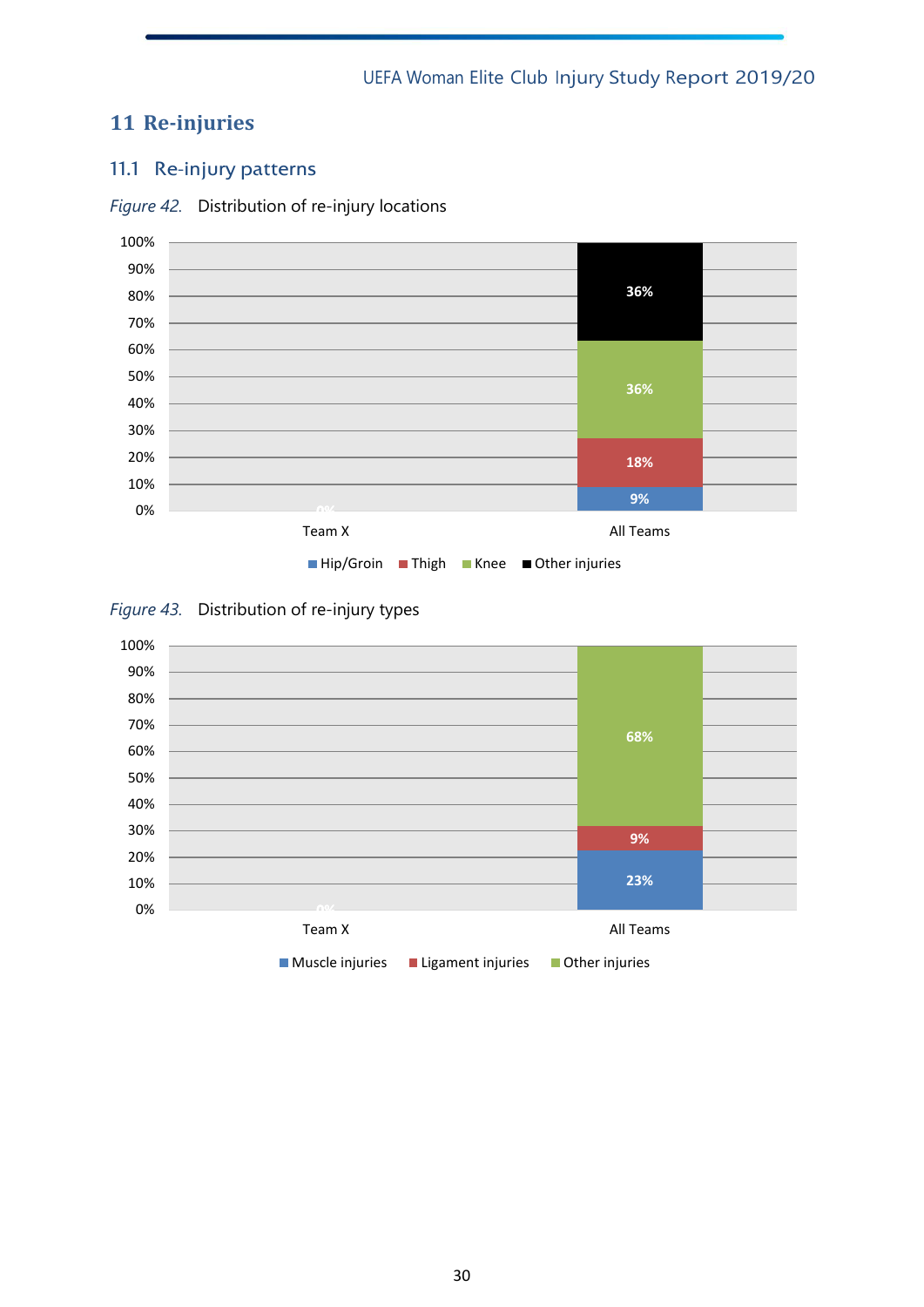# 11 Re-injuries

## 11.1 Re-injury patterns

*Figure 42.* Distribution of re-injury locations

| | Team X | All Teams |
|---|---|---|
| Hip/Groin | 0% | 9% |
| Thigh | | 18% |
| Knee | | 36% |
| Other injuries | | 36% |

*Figure 43.* Distribution of re-injury types

| | Team X | All Teams |
|---|---|---|
| Muscle injuries | 0% | 23% |
| Ligament injuries | | 9% |
| Other injuries | | 68% |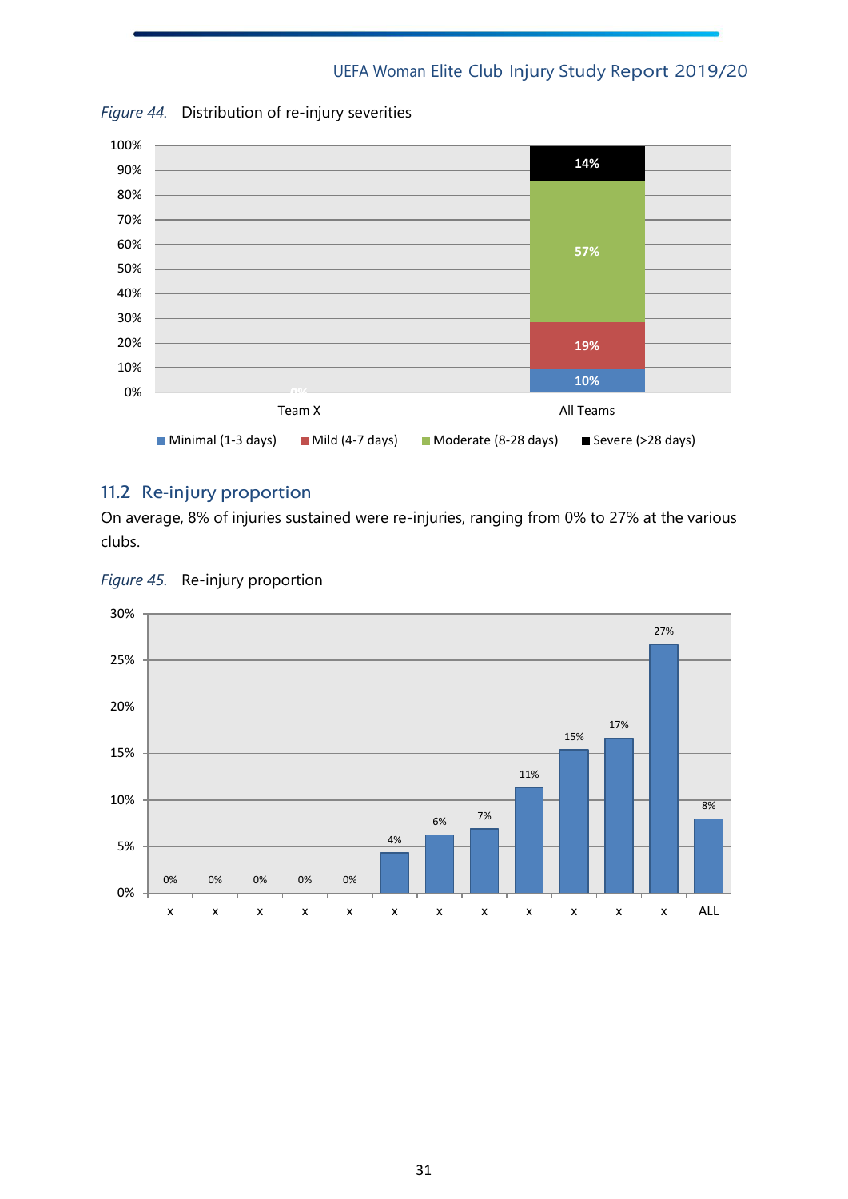*Figure 44.* Distribution of re-injury severities

| | Minimal (1-3 days) | Mild (4-7 days) | Moderate (8-28 days) | Severe (>28 days) |
|---|---|---|---|---|
| Team X | 0% | | | |
| All Teams | 10% | 19% | 57% | 14% |

## 11.2 Re-injury proportion

On average, 8% of injuries sustained were re-injuries, ranging from 0% to 27% at the various clubs.

*Figure 45.* Re-injury proportion

| Team | Re-injury proportion |
|---|---|
| x | 0% |
| x | 0% |
| x | 0% |
| x | 0% |
| x | 0% |
| x | 4% |
| x | 6% |
| x | 7% |
| x | 11% |
| x | 15% |
| x | 17% |
| x | 27% |
| ALL | 8% |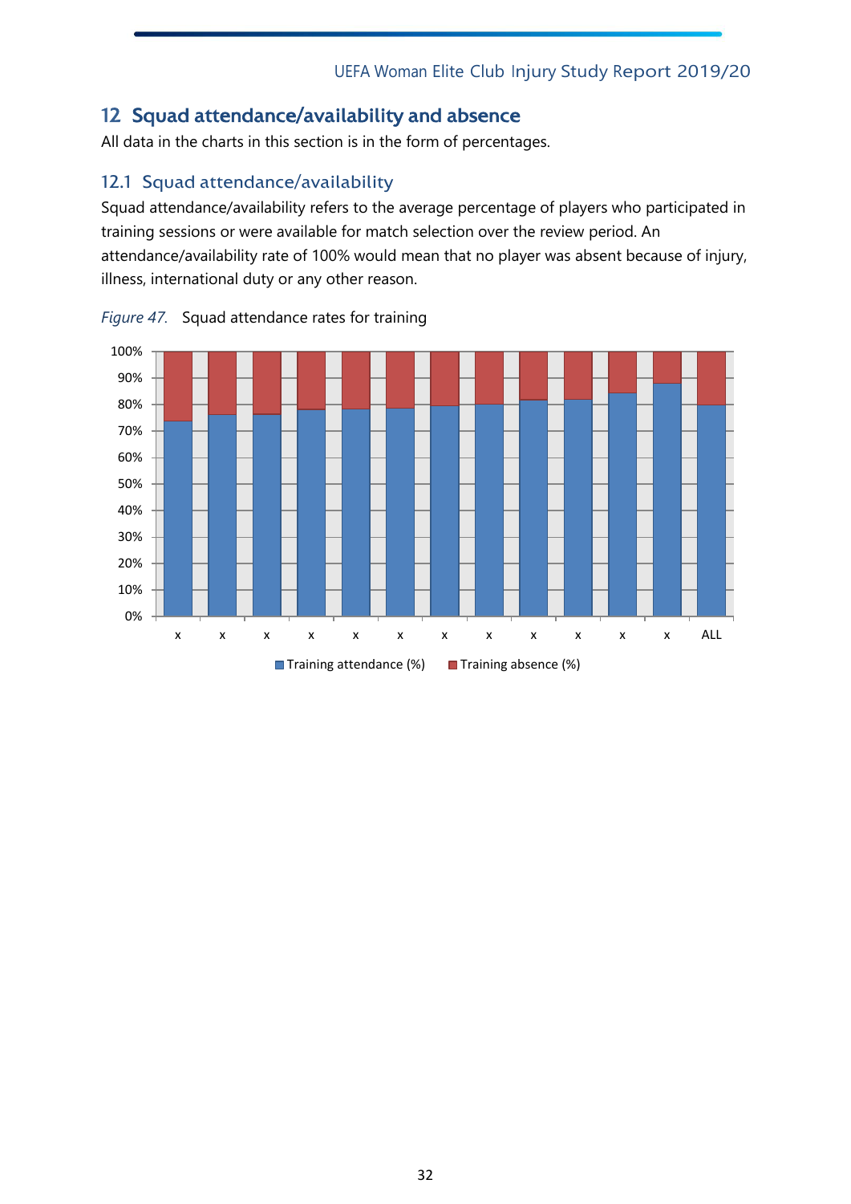## 12 Squad attendance/availability and absence

All data in the charts in this section is in the form of percentages.

### 12.1 Squad attendance/availability

Squad attendance/availability refers to the average percentage of players who participated in training sessions or were available for match selection over the review period. An attendance/availability rate of 100% would mean that no player was absent because of injury, illness, international duty or any other reason.

*Figure 47.* Squad attendance rates for training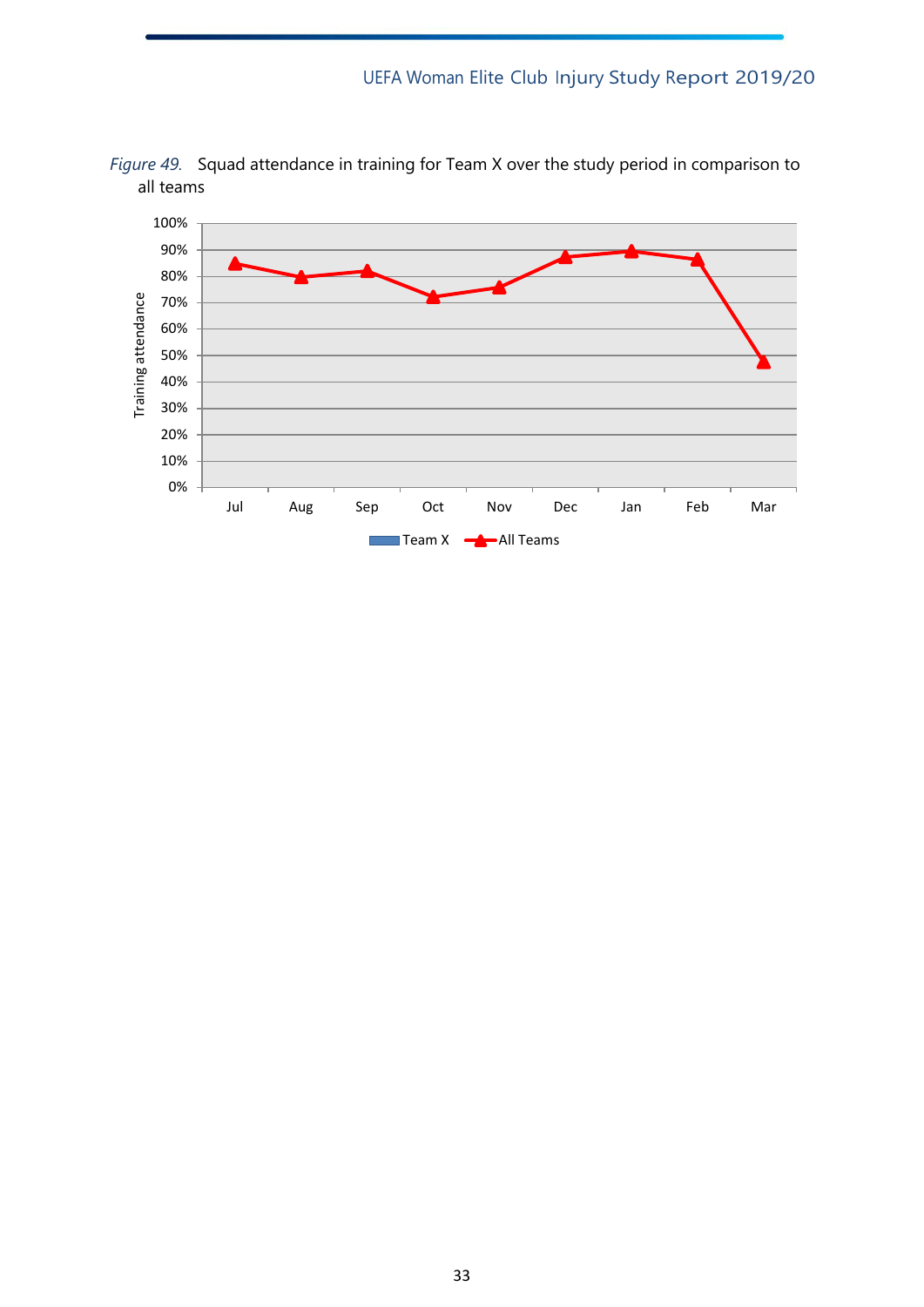*Figure 49.* Squad attendance in training for Team X over the study period in comparison to all teams

| Month | All Teams |
|---|---|
| Jul | 85% |
| Aug | 80% |
| Sep | 82% |
| Oct | 72% |
| Nov | 76% |
| Dec | 87% |
| Jan | 89% |
| Feb | 86% |
| Mar | 47% |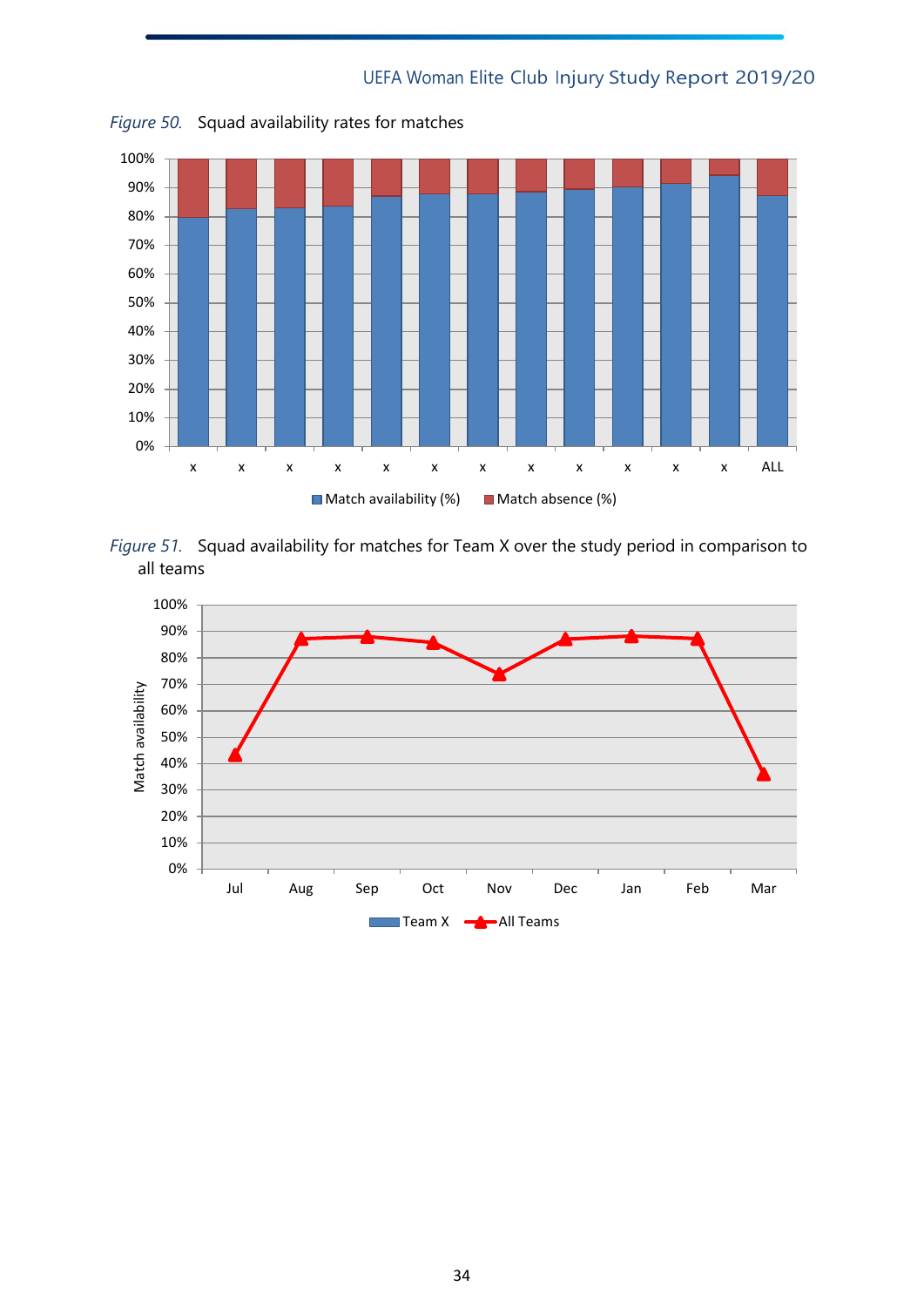*Figure 50.* Squad availability rates for matches

*Figure 51.* Squad availability for matches for Team X over the study period in comparison to all teams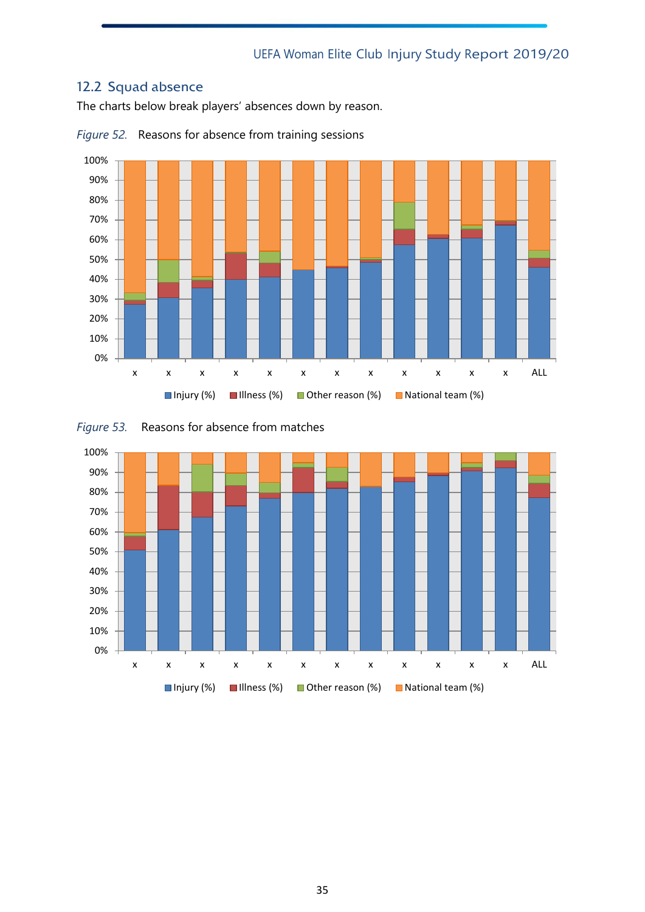## 12.2 Squad absence

The charts below break players' absences down by reason.

*Figure 52.* Reasons for absence from training sessions

*Figure 53.* Reasons for absence from matches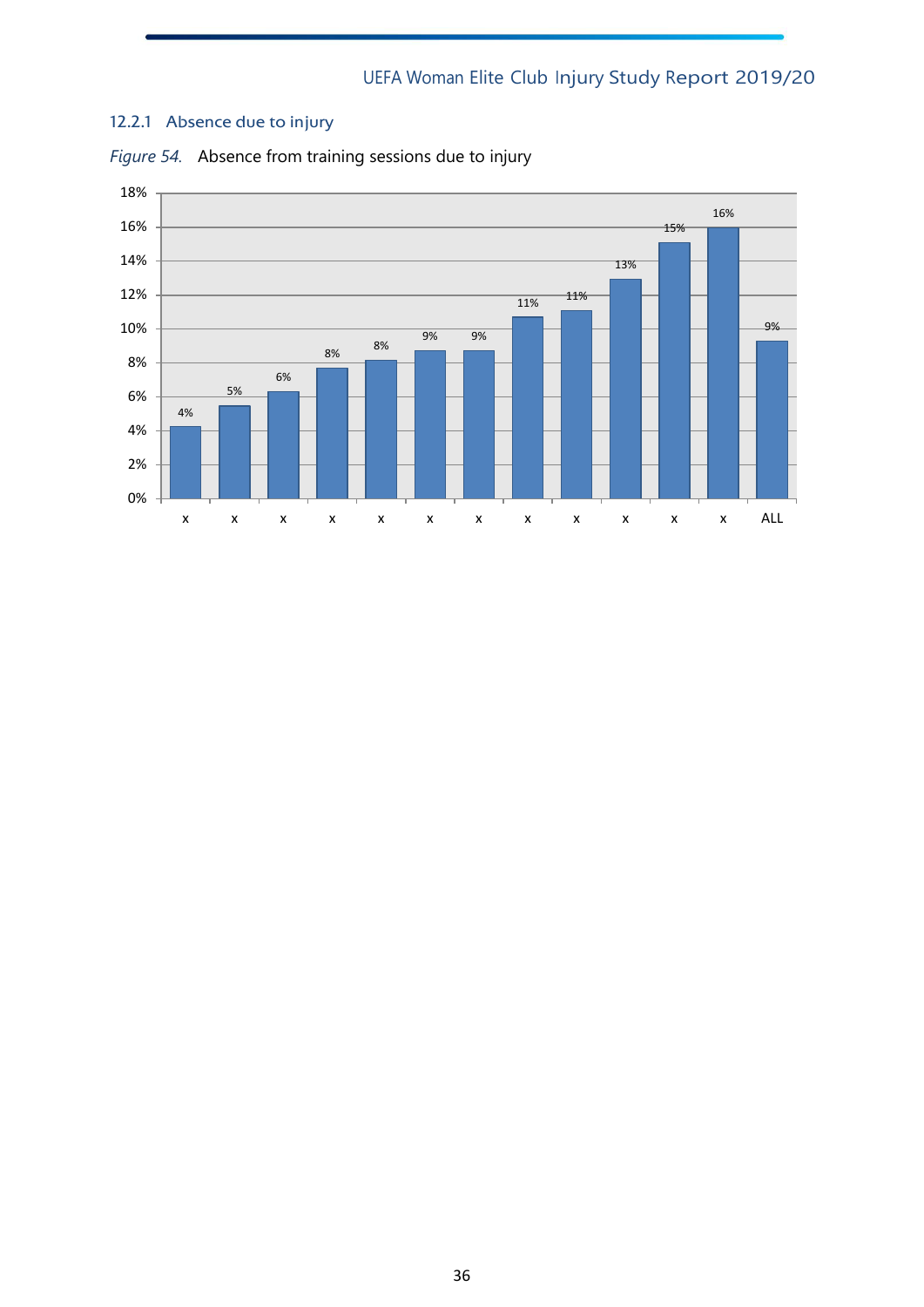### 12.2.1 Absence due to injury

*Figure 54.* Absence from training sessions due to injury

| | x | x | x | x | x | x | x | x | x | x | x | x | ALL |
|---|---|---|---|---|---|---|---|---|---|---|---|---|---|
| Absence | 4% | 5% | 6% | 8% | 8% | 9% | 9% | 11% | 11% | 13% | 15% | 16% | 9% |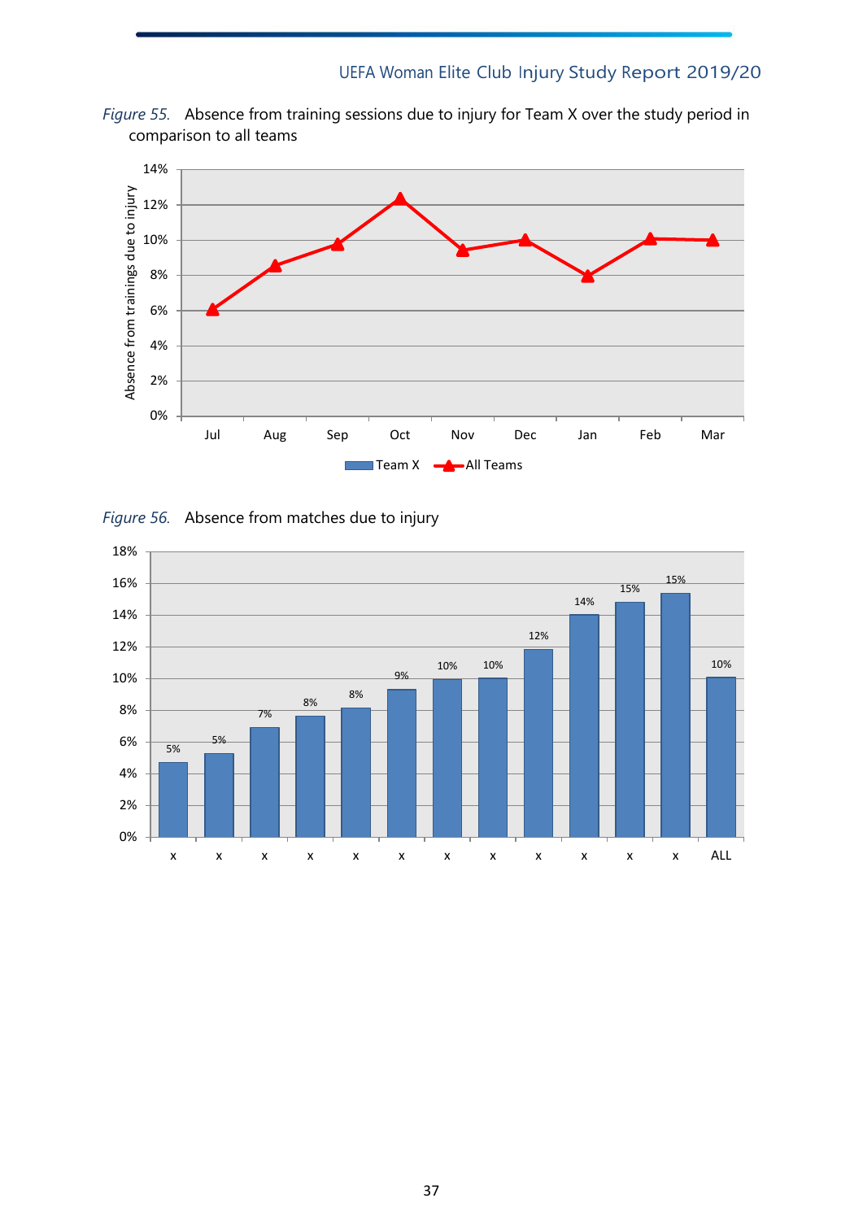*Figure 55.* Absence from training sessions due to injury for Team X over the study period in comparison to all teams

*Figure 56.* Absence from matches due to injury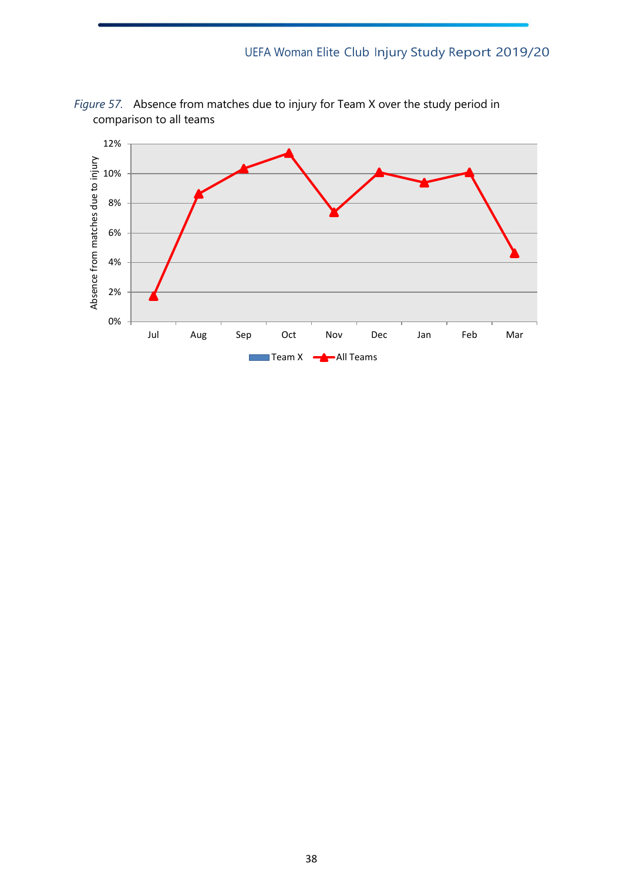*Figure 57.* Absence from matches due to injury for Team X over the study period in comparison to all teams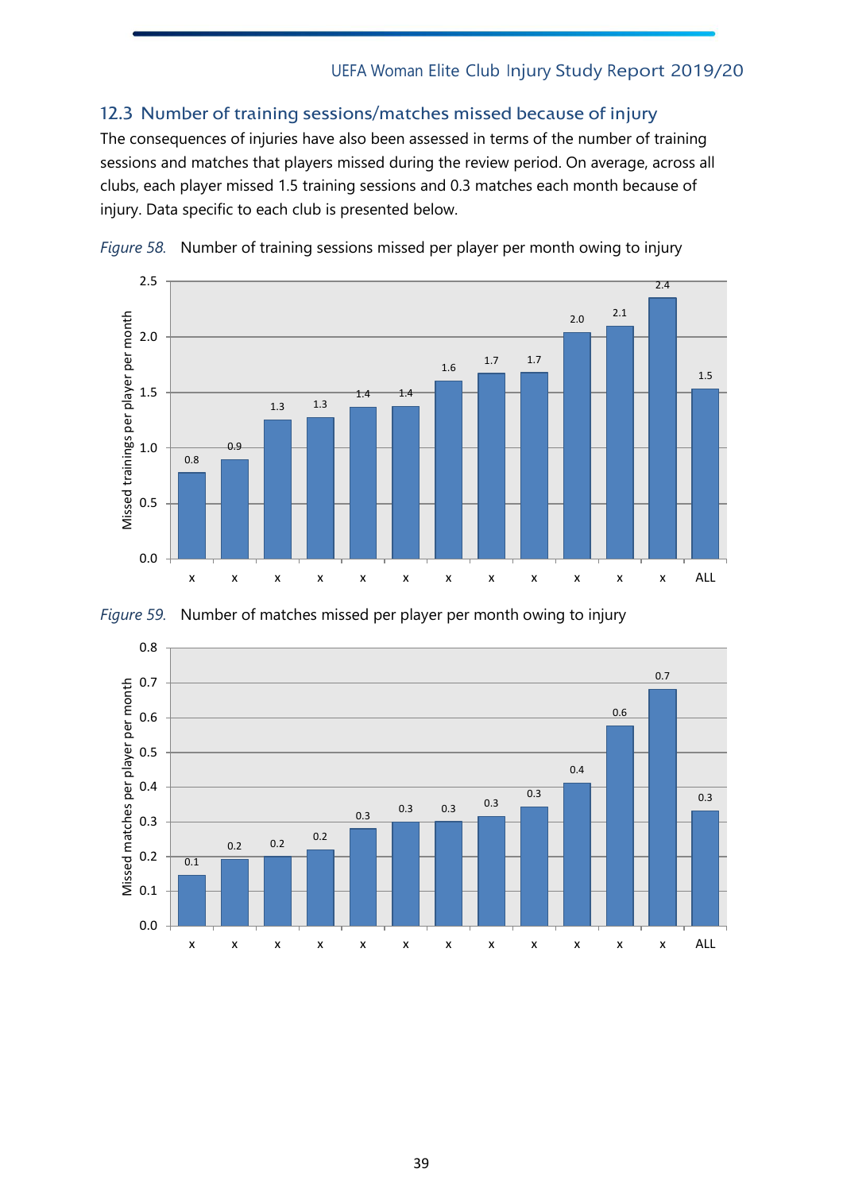## 12.3 Number of training sessions/matches missed because of injury

The consequences of injuries have also been assessed in terms of the number of training sessions and matches that players missed during the review period. On average, across all clubs, each player missed 1.5 training sessions and 0.3 matches each month because of injury. Data specific to each club is presented below.

*Figure 58.* Number of training sessions missed per player per month owing to injury

Missed trainings per player per month

2.5
2.0
1.5
1.0
0.5
0.0

0.8 0.9 1.3 1.3 1.4 1.4 1.6 1.7 1.7 2.0 2.1 2.4 1.5

x x x x x x x x x x x x ALL

*Figure 59.* Number of matches missed per player per month owing to injury

Missed matches per player per month

0.8
0.7
0.6
0.5
0.4
0.3
0.2
0.1
0.0

0.1 0.2 0.2 0.2 0.3 0.3 0.3 0.3 0.3 0.4 0.6 0.7 0.3

x x x x x x x x x x x x ALL